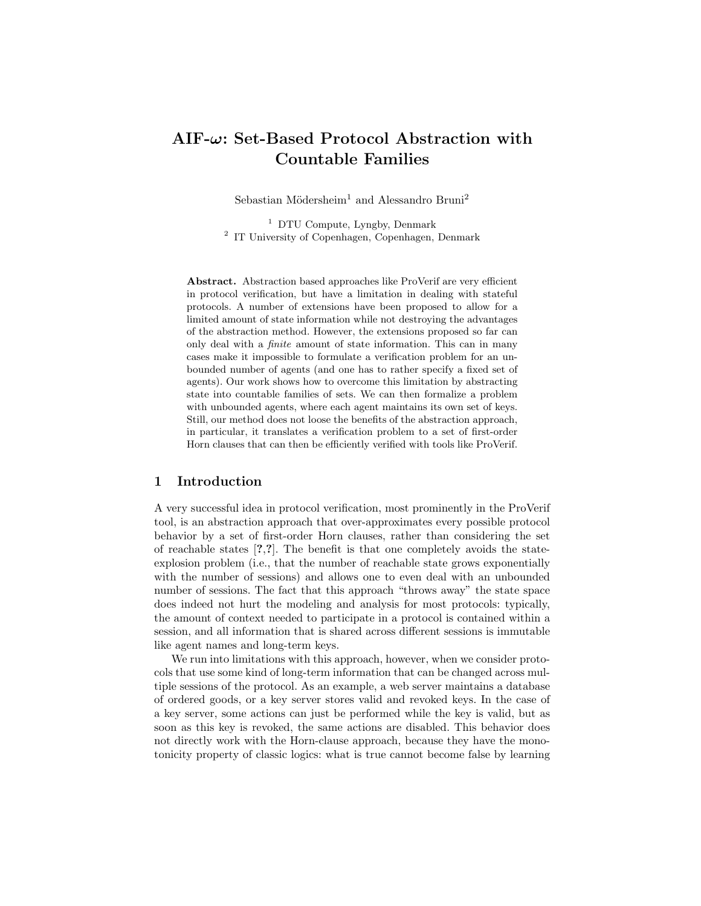# AIF-$\omega$: Set-Based Protocol Abstraction with Countable Families

Sebastian Mödersheim[1] and Alessandro Bruni[2]

[1] DTU Compute, Lyngby, Denmark
[2] IT University of Copenhagen, Copenhagen, Denmark

**Abstract.** Abstraction based approaches like ProVerif are very efficient in protocol verification, but have a limitation in dealing with stateful protocols. A number of extensions have been proposed to allow for a limited amount of state information while not destroying the advantages of the abstraction method. However, the extensions proposed so far can only deal with a *finite* amount of state information. This can in many cases make it impossible to formulate a verification problem for an unbounded number of agents (and one has to rather specify a fixed set of agents). Our work shows how to overcome this limitation by abstracting state into countable families of sets. We can then formalize a problem with unbounded agents, where each agent maintains its own set of keys. Still, our method does not loose the benefits of the abstraction approach, in particular, it translates a verification problem to a set of first-order Horn clauses that can then be efficiently verified with tools like ProVerif.

## 1 Introduction

A very successful idea in protocol verification, most prominently in the ProVerif tool, is an abstraction approach that over-approximates every possible protocol behavior by a set of first-order Horn clauses, rather than considering the set of reachable states [?,?]. The benefit is that one completely avoids the state-explosion problem (i.e., that the number of reachable state grows exponentially with the number of sessions) and allows one to even deal with an unbounded number of sessions. The fact that this approach "throws away" the state space does indeed not hurt the modeling and analysis for most protocols: typically, the amount of context needed to participate in a protocol is contained within a session, and all information that is shared across different sessions is immutable like agent names and long-term keys.

We run into limitations with this approach, however, when we consider protocols that use some kind of long-term information that can be changed across multiple sessions of the protocol. As an example, a web server maintains a database of ordered goods, or a key server stores valid and revoked keys. In the case of a key server, some actions can just be performed while the key is valid, but as soon as this key is revoked, the same actions are disabled. This behavior does not directly work with the Horn-clause approach, because they have the monotonicity property of classic logics: what is true cannot become false by learning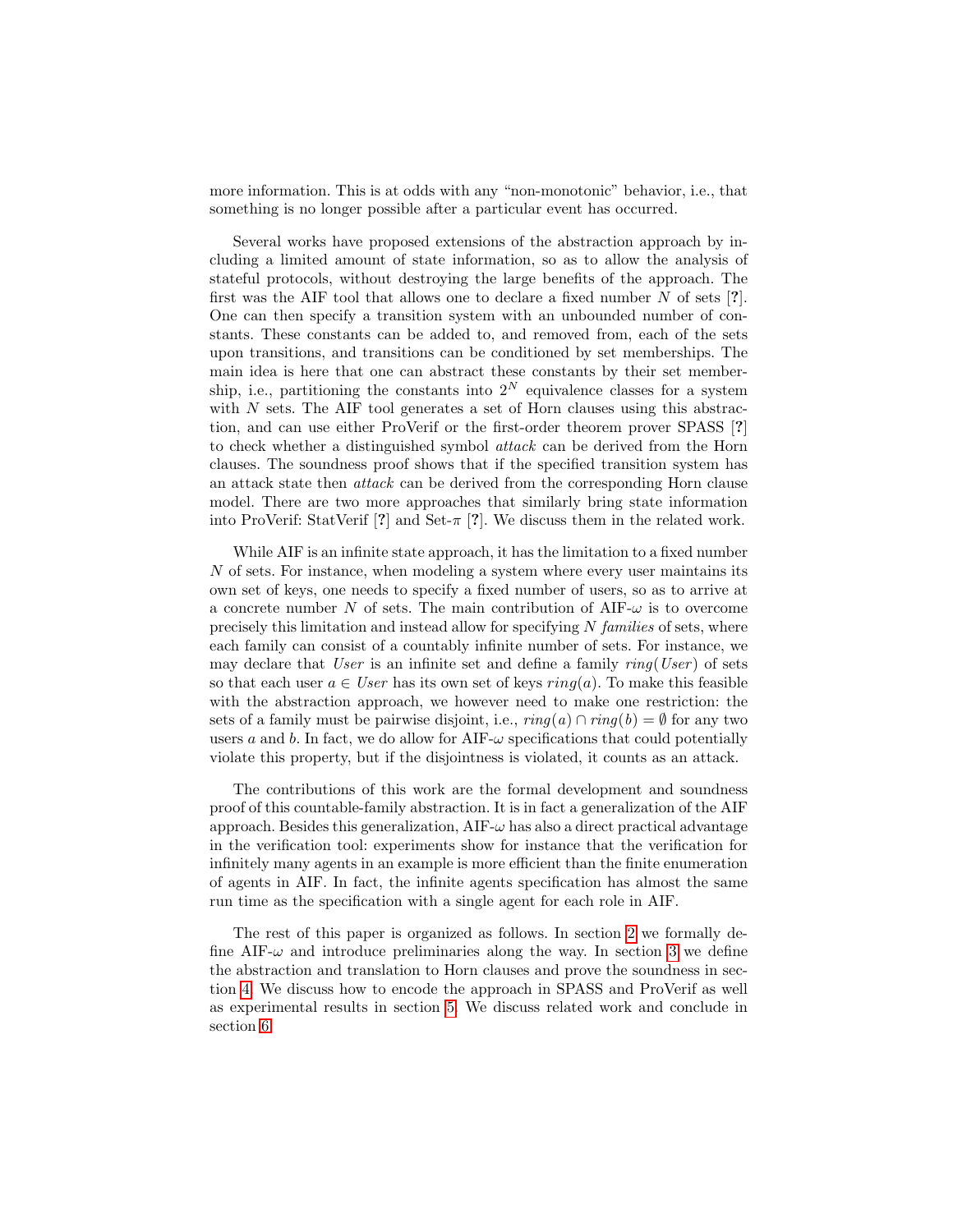more information. This is at odds with any "non-monotonic" behavior, i.e., that something is no longer possible after a particular event has occurred.

Several works have proposed extensions of the abstraction approach by including a limited amount of state information, so as to allow the analysis of stateful protocols, without destroying the large benefits of the approach. The first was the AIF tool that allows one to declare a fixed number $N$ of sets [?]. One can then specify a transition system with an unbounded number of constants. These constants can be added to, and removed from, each of the sets upon transitions, and transitions can be conditioned by set memberships. The main idea is here that one can abstract these constants by their set membership, i.e., partitioning the constants into $2^N$ equivalence classes for a system with $N$ sets. The AIF tool generates a set of Horn clauses using this abstraction, and can use either ProVerif or the first-order theorem prover SPASS [?] to check whether a distinguished symbol *attack* can be derived from the Horn clauses. The soundness proof shows that if the specified transition system has an attack state then *attack* can be derived from the corresponding Horn clause model. There are two more approaches that similarly bring state information into ProVerif: StatVerif [?] and Set-$\pi$ [?]. We discuss them in the related work.

While AIF is an infinite state approach, it has the limitation to a fixed number $N$ of sets. For instance, when modeling a system where every user maintains its own set of keys, one needs to specify a fixed number of users, so as to arrive at a concrete number $N$ of sets. The main contribution of AIF-$\omega$ is to overcome precisely this limitation and instead allow for specifying $N$ *families* of sets, where each family can consist of a countably infinite number of sets. For instance, we may declare that *User* is an infinite set and define a family $ring(User)$ of sets so that each user $a \in User$ has its own set of keys $ring(a)$. To make this feasible with the abstraction approach, we however need to make one restriction: the sets of a family must be pairwise disjoint, i.e., $ring(a) \cap ring(b) = \emptyset$ for any two users $a$ and $b$. In fact, we do allow for AIF-$\omega$ specifications that could potentially violate this property, but if the disjointness is violated, it counts as an attack.

The contributions of this work are the formal development and soundness proof of this countable-family abstraction. It is in fact a generalization of the AIF approach. Besides this generalization, AIF-$\omega$ has also a direct practical advantage in the verification tool: experiments show for instance that the verification for infinitely many agents in an example is more efficient than the finite enumeration of agents in AIF. In fact, the infinite agents specification has almost the same run time as the specification with a single agent for each role in AIF.

The rest of this paper is organized as follows. In section 2 we formally define AIF-$\omega$ and introduce preliminaries along the way. In section 3 we define the abstraction and translation to Horn clauses and prove the soundness in section 4. We discuss how to encode the approach in SPASS and ProVerif as well as experimental results in section 5. We discuss related work and conclude in section 6.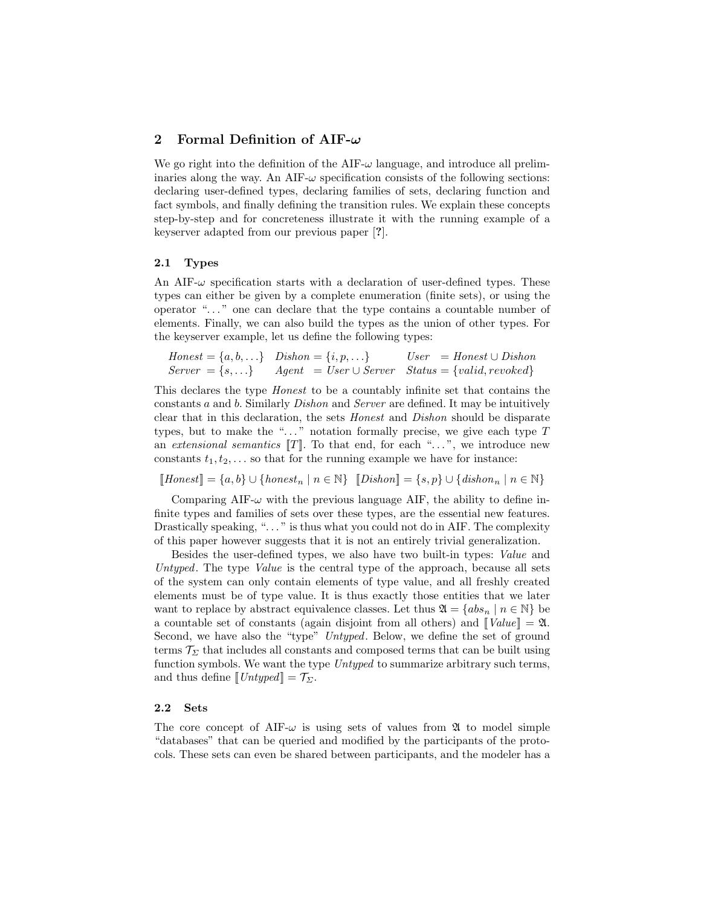## 2 Formal Definition of AIF-$\omega$

We go right into the definition of the AIF-$\omega$ language, and introduce all preliminaries along the way. An AIF-$\omega$ specification consists of the following sections: declaring user-defined types, declaring families of sets, declaring function and fact symbols, and finally defining the transition rules. We explain these concepts step-by-step and for concreteness illustrate it with the running example of a keyserver adapted from our previous paper [?].

### 2.1 Types

An AIF-$\omega$ specification starts with a declaration of user-defined types. These types can either be given by a complete enumeration (finite sets), or using the operator "..." one can declare that the type contains a countable number of elements. Finally, we can also build the types as the union of other types. For the keyserver example, let us define the following types:

$$
\begin{array}{lll}
\mathit{Honest} = \{a, b, \ldots\} & \mathit{Dishon} = \{i, p, \ldots\} & \mathit{User} \;\; = \mathit{Honest} \cup \mathit{Dishon} \\
\mathit{Server} \;= \{s, \ldots\} & \mathit{Agent} \;\; = \mathit{User} \cup \mathit{Server} & \mathit{Status} = \{\mathit{valid}, \mathit{revoked}\}
\end{array}
$$

This declares the type *Honest* to be a countably infinite set that contains the constants $a$ and $b$. Similarly *Dishon* and *Server* are defined. It may be intuitively clear that in this declaration, the sets *Honest* and *Dishon* should be disparate types, but to make the "..." notation formally precise, we give each type $T$ an *extensional semantics* $[\![T]\!]$. To that end, for each "...", we introduce new constants $t_1, t_2, \ldots$ so that for the running example we have for instance:

$$
[\![\mathit{Honest}]\!] = \{a, b\} \cup \{\mathit{honest}_n \mid n \in \mathbb{N}\} \quad [\![\mathit{Dishon}]\!] = \{s, p\} \cup \{\mathit{dishon}_n \mid n \in \mathbb{N}\}
$$

Comparing AIF-$\omega$ with the previous language AIF, the ability to define infinite types and families of sets over these types, are the essential new features. Drastically speaking, "..." is thus what you could not do in AIF. The complexity of this paper however suggests that it is not an entirely trivial generalization.

Besides the user-defined types, we also have two built-in types: *Value* and *Untyped*. The type *Value* is the central type of the approach, because all sets of the system can only contain elements of type value, and all freshly created elements must be of type value. It is thus exactly those entities that we later want to replace by abstract equivalence classes. Let thus $\mathfrak{A} = \{\mathit{abs}_n \mid n \in \mathbb{N}\}$ be a countable set of constants (again disjoint from all others) and $[\![\mathit{Value}]\!] = \mathfrak{A}$. Second, we have also the "type" *Untyped*. Below, we define the set of ground terms $\mathcal{T}_\Sigma$ that includes all constants and composed terms that can be built using function symbols. We want the type *Untyped* to summarize arbitrary such terms, and thus define $[\![\mathit{Untyped}]\!] = \mathcal{T}_\Sigma$.

### 2.2 Sets

The core concept of AIF-$\omega$ is using sets of values from $\mathfrak{A}$ to model simple "databases" that can be queried and modified by the participants of the protocols. These sets can even be shared between participants, and the modeler has a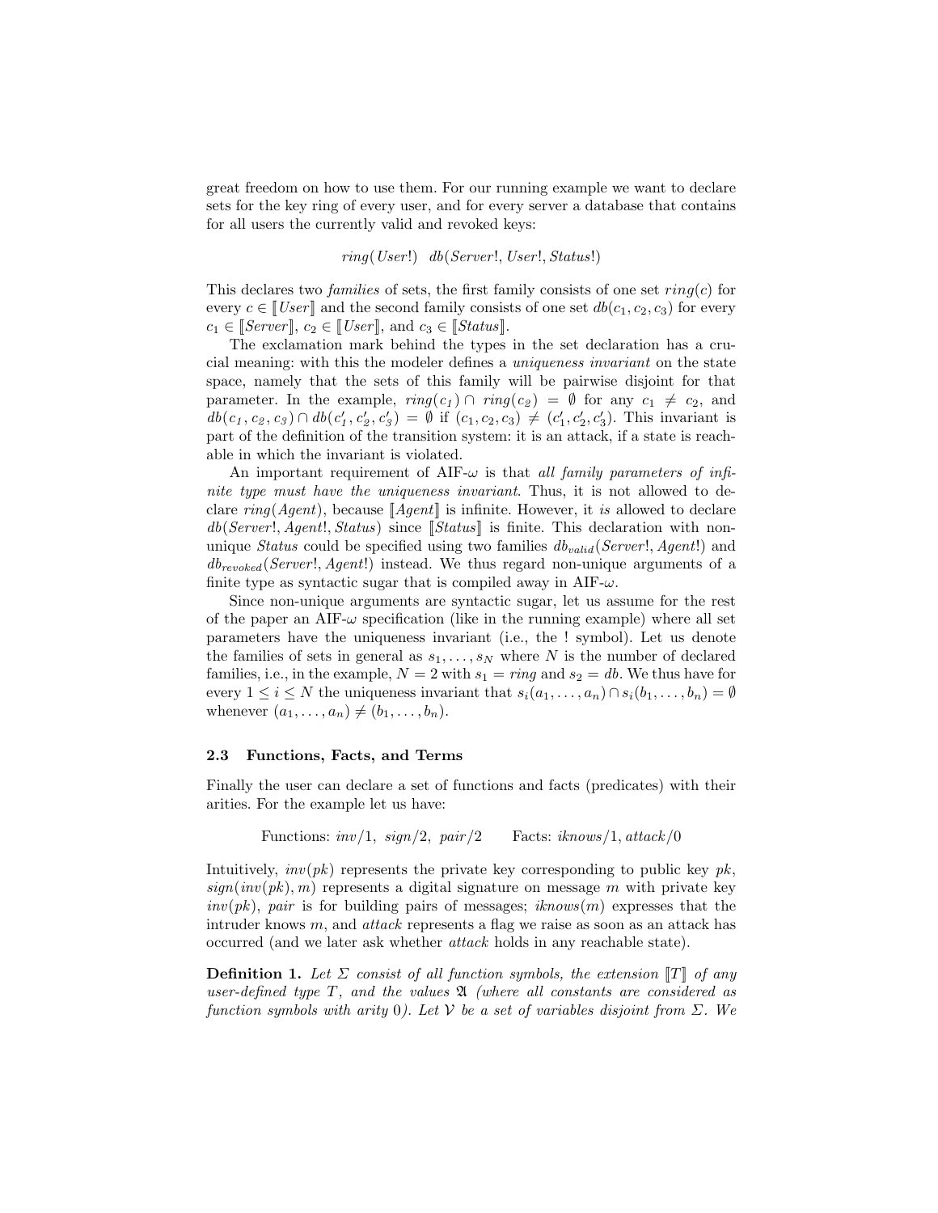great freedom on how to use them. For our running example we want to declare sets for the key ring of every user, and for every server a database that contains for all users the currently valid and revoked keys:

$$ring(User!) \quad db(Server!, User!, Status!)$$

This declares two *families* of sets, the first family consists of one set $ring(c)$ for every $c \in [\![User]\!]$ and the second family consists of one set $db(c_1, c_2, c_3)$ for every $c_1 \in [\![Server]\!]$, $c_2 \in [\![User]\!]$, and $c_3 \in [\![Status]\!]$.

The exclamation mark behind the types in the set declaration has a crucial meaning: with this the modeler defines a *uniqueness invariant* on the state space, namely that the sets of this family will be pairwise disjoint for that parameter. In the example, $ring(c_1) \cap ring(c_2) = \emptyset$ for any $c_1 \neq c_2$, and $db(c_1, c_2, c_3) \cap db(c_1', c_2', c_3') = \emptyset$ if $(c_1, c_2, c_3) \neq (c_1', c_2', c_3')$. This invariant is part of the definition of the transition system: it is an attack, if a state is reachable in which the invariant is violated.

An important requirement of AIF-$\omega$ is that *all family parameters of infinite type must have the uniqueness invariant*. Thus, it is not allowed to declare $ring(Agent)$, because $[\![Agent]\!]$ is infinite. However, it *is* allowed to declare $db(Server!, Agent!, Status)$ since $[\![Status]\!]$ is finite. This declaration with non-unique *Status* could be specified using two families $db_{valid}(Server!, Agent!)$ and $db_{revoked}(Server!, Agent!)$ instead. We thus regard non-unique arguments of a finite type as syntactic sugar that is compiled away in AIF-$\omega$.

Since non-unique arguments are syntactic sugar, let us assume for the rest of the paper an AIF-$\omega$ specification (like in the running example) where all set parameters have the uniqueness invariant (i.e., the ! symbol). Let us denote the families of sets in general as $s_1, \ldots, s_N$ where $N$ is the number of declared families, i.e., in the example, $N = 2$ with $s_1 = ring$ and $s_2 = db$. We thus have for every $1 \leq i \leq N$ the uniqueness invariant that $s_i(a_1, \ldots, a_n) \cap s_i(b_1, \ldots, b_n) = \emptyset$ whenever $(a_1, \ldots, a_n) \neq (b_1, \ldots, b_n)$.

### 2.3 Functions, Facts, and Terms

Finally the user can declare a set of functions and facts (predicates) with their arities. For the example let us have:

$$\text{Functions: } inv/1,\ sign/2,\ pair/2 \qquad \text{Facts: } iknows/1, attack/0$$

Intuitively, $inv(pk)$ represents the private key corresponding to public key $pk$, $sign(inv(pk), m)$ represents a digital signature on message $m$ with private key $inv(pk)$, *pair* is for building pairs of messages; $iknows(m)$ expresses that the intruder knows $m$, and *attack* represents a flag we raise as soon as an attack has occurred (and we later ask whether *attack* holds in any reachable state).

**Definition 1.** *Let $\Sigma$ consist of all function symbols, the extension $[\![T]\!]$ of any user-defined type $T$, and the values $\mathfrak{A}$ (where all constants are considered as function symbols with arity 0). Let $\mathcal{V}$ be a set of variables disjoint from $\Sigma$. We*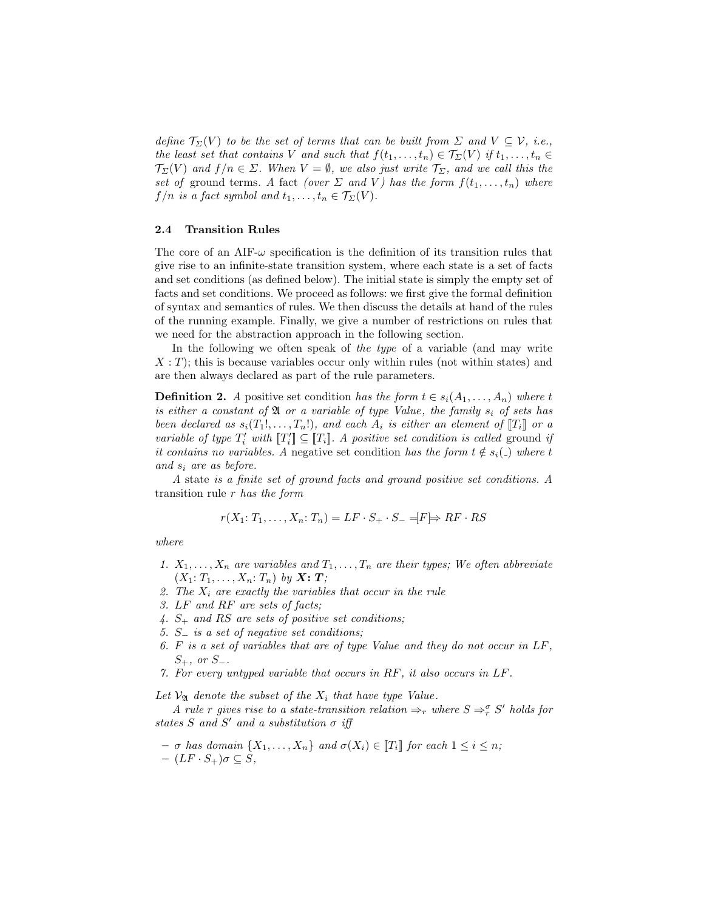*define $\mathcal{T}_\Sigma(V)$ to be the set of terms that can be built from $\Sigma$ and $V \subseteq \mathcal{V}$, i.e., the least set that contains $V$ and such that $f(t_1,\ldots,t_n) \in \mathcal{T}_\Sigma(V)$ if $t_1,\ldots,t_n \in \mathcal{T}_\Sigma(V)$ and $f/n \in \Sigma$. When $V = \emptyset$, we also just write $\mathcal{T}_\Sigma$, and we call this the set of* ground terms. *A* fact *(over $\Sigma$ and $V$) has the form $f(t_1,\ldots,t_n)$ where $f/n$ is a fact symbol and $t_1,\ldots,t_n \in \mathcal{T}_\Sigma(V)$.*

### 2.4 Transition Rules

The core of an AIF-$\omega$ specification is the definition of its transition rules that give rise to an infinite-state transition system, where each state is a set of facts and set conditions (as defined below). The initial state is simply the empty set of facts and set conditions. We proceed as follows: we first give the formal definition of syntax and semantics of rules. We then discuss the details at hand of the rules of the running example. Finally, we give a number of restrictions on rules that we need for the abstraction approach in the following section.

In the following we often speak of *the type* of a variable (and may write $X : T$); this is because variables occur only within rules (not within states) and are then always declared as part of the rule parameters.

**Definition 2.** *A* positive set condition *has the form $t \in s_i(A_1,\ldots,A_n)$ where $t$ is either a constant of $\mathfrak{A}$ or a variable of type Value, the family $s_i$ of sets has been declared as $s_i(T_1!,\ldots,T_n!)$, and each $A_i$ is either an element of $[\![T_i]\!]$ or a variable of type $T_i'$ with $[\![T_i']\!] \subseteq [\![T_i]\!]$. A positive set condition is called* ground *if it contains no variables. A* negative set condition *has the form $t \notin s_i(\_)$ where $t$ and $s_i$ are as before.*

*A* state *is a finite set of ground facts and ground positive set conditions. A* transition rule *$r$ has the form*

$$r(X_1 \colon T_1,\ldots,X_n \colon T_n) = LF \cdot S_+ \cdot S_- =\!\![F]\!\!\Rightarrow RF \cdot RS$$

*where*

1. *$X_1,\ldots,X_n$ are variables and $T_1,\ldots,T_n$ are their types; We often abbreviate $(X_1 \colon T_1,\ldots,X_n \colon T_n)$ by* $\boldsymbol{X \colon T}$*;*
2. *The $X_i$ are exactly the variables that occur in the rule*
3. *$LF$ and $RF$ are sets of facts;*
4. *$S_+$ and $RS$ are sets of positive set conditions;*
5. *$S_-$ is a set of negative set conditions;*
6. *$F$ is a set of variables that are of type Value and they do not occur in $LF$, $S_+$, or $S_-$.*
7. *For every untyped variable that occurs in $RF$, it also occurs in $LF$.*

*Let $\mathcal{V}_\mathfrak{A}$ denote the subset of the $X_i$ that have type Value.*

*A rule $r$ gives rise to a state-transition relation $\Rightarrow_r$ where $S \Rightarrow_r^\sigma S'$ holds for states $S$ and $S'$ and a substitution $\sigma$ iff*

- *$\sigma$ has domain $\{X_1,\ldots,X_n\}$ and $\sigma(X_i) \in [\![T_i]\!]$ for each $1 \le i \le n$;*
- *$(LF \cdot S_+)\sigma \subseteq S$,*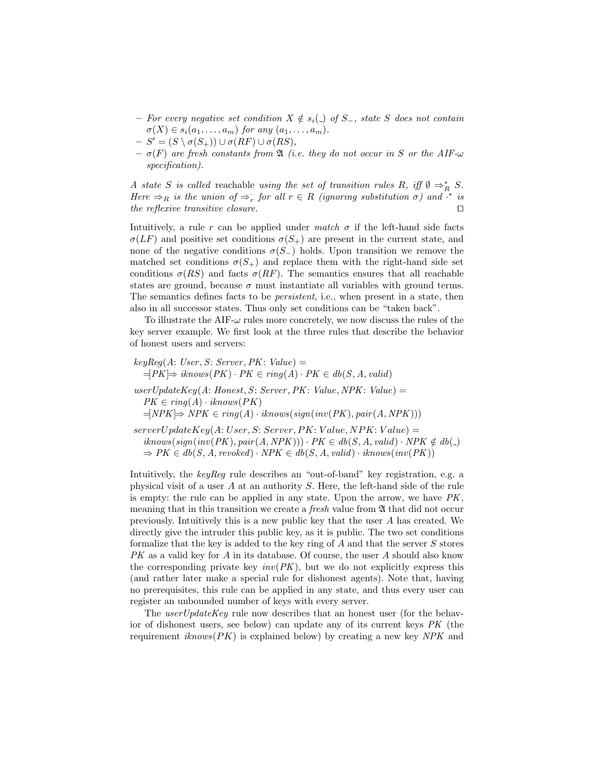– *For every negative set condition $X \notin s_i(\_)$ of $S_-$, state $S$ does not contain $\sigma(X) \in s_i(a_1, \ldots, a_m)$ for any $(a_1, \ldots, a_m)$.*
– $S' = (S \setminus \sigma(S_+)) \cup \sigma(RF) \cup \sigma(RS)$,
– *$\sigma(F)$ are fresh constants from $\mathfrak{A}$ (i.e. they do not occur in $S$ or the AIF-$\omega$ specification).*

*A state $S$ is called* reachable *using the set of transition rules $R$, iff $\emptyset \Rightarrow_R^* S$. Here $\Rightarrow_R$ is the union of $\Rightarrow_r^\cdot$ for all $r \in R$ (ignoring substitution $\sigma$) and $\cdot^*$ is the reflexive transitive closure.* □

Intuitively, a rule $r$ can be applied under *match* $\sigma$ if the left-hand side facts $\sigma(LF)$ and positive set conditions $\sigma(S_+)$ are present in the current state, and none of the negative conditions $\sigma(S_-)$ holds. Upon transition we remove the matched set conditions $\sigma(S_+)$ and replace them with the right-hand side set conditions $\sigma(RS)$ and facts $\sigma(RF)$. The semantics ensures that all reachable states are ground, because $\sigma$ must instantiate all variables with ground terms. The semantics defines facts to be *persistent*, i.e., when present in a state, then also in all successor states. Thus only set conditions can be "taken back".

To illustrate the AIF-$\omega$ rules more concretely, we now discuss the rules of the key server example. We first look at the three rules that describe the behavior of honest users and servers:

$$
\begin{aligned}
&\mathit{keyReg}(A\colon \mathit{User}, S\colon \mathit{Server}, PK\colon \mathit{Value}) = \\
&\quad =\!\![PK]\!\!\Rightarrow \mathit{iknows}(PK) \cdot PK \in \mathit{ring}(A) \cdot PK \in \mathit{db}(S, A, \mathit{valid}) \\
&\mathit{userUpdateKey}(A\colon \mathit{Honest}, S\colon \mathit{Server}, PK\colon \mathit{Value}, NPK\colon \mathit{Value}) = \\
&\quad PK \in \mathit{ring}(A) \cdot \mathit{iknows}(PK) \\
&\quad =\!\![NPK]\!\!\Rightarrow NPK \in \mathit{ring}(A) \cdot \mathit{iknows}(\mathit{sign}(\mathit{inv}(PK), \mathit{pair}(A, NPK))) \\
&\mathit{serverUpdateKey}(A\colon \mathit{User}, S\colon \mathit{Server}, PK\colon \mathit{Value}, NPK\colon \mathit{Value}) = \\
&\quad \mathit{iknows}(\mathit{sign}(\mathit{inv}(PK), \mathit{pair}(A, NPK))) \cdot PK \in \mathit{db}(S, A, \mathit{valid}) \cdot NPK \notin \mathit{db}(\_) \\
&\quad \Rightarrow PK \in \mathit{db}(S, A, \mathit{revoked}) \cdot NPK \in \mathit{db}(S, A, \mathit{valid}) \cdot \mathit{iknows}(\mathit{inv}(PK))
\end{aligned}
$$

Intuitively, the *keyReg* rule describes an "out-of-band" key registration, e.g. a physical visit of a user $A$ at an authority $S$. Here, the left-hand side of the rule is empty: the rule can be applied in any state. Upon the arrow, we have $PK$, meaning that in this transition we create a *fresh* value from $\mathfrak{A}$ that did not occur previously. Intuitively this is a new public key that the user $A$ has created. We directly give the intruder this public key, as it is public. The two set conditions formalize that the key is added to the key ring of $A$ and that the server $S$ stores $PK$ as a valid key for $A$ in its database. Of course, the user $A$ should also know the corresponding private key $\mathit{inv}(PK)$, but we do not explicitly express this (and rather later make a special rule for dishonest agents). Note that, having no prerequisites, this rule can be applied in any state, and thus every user can register an unbounded number of keys with every server.

The *userUpdateKey* rule now describes that an honest user (for the behavior of dishonest users, see below) can update any of its current keys $PK$ (the requirement $\mathit{iknows}(PK)$ is explained below) by creating a new key $NPK$ and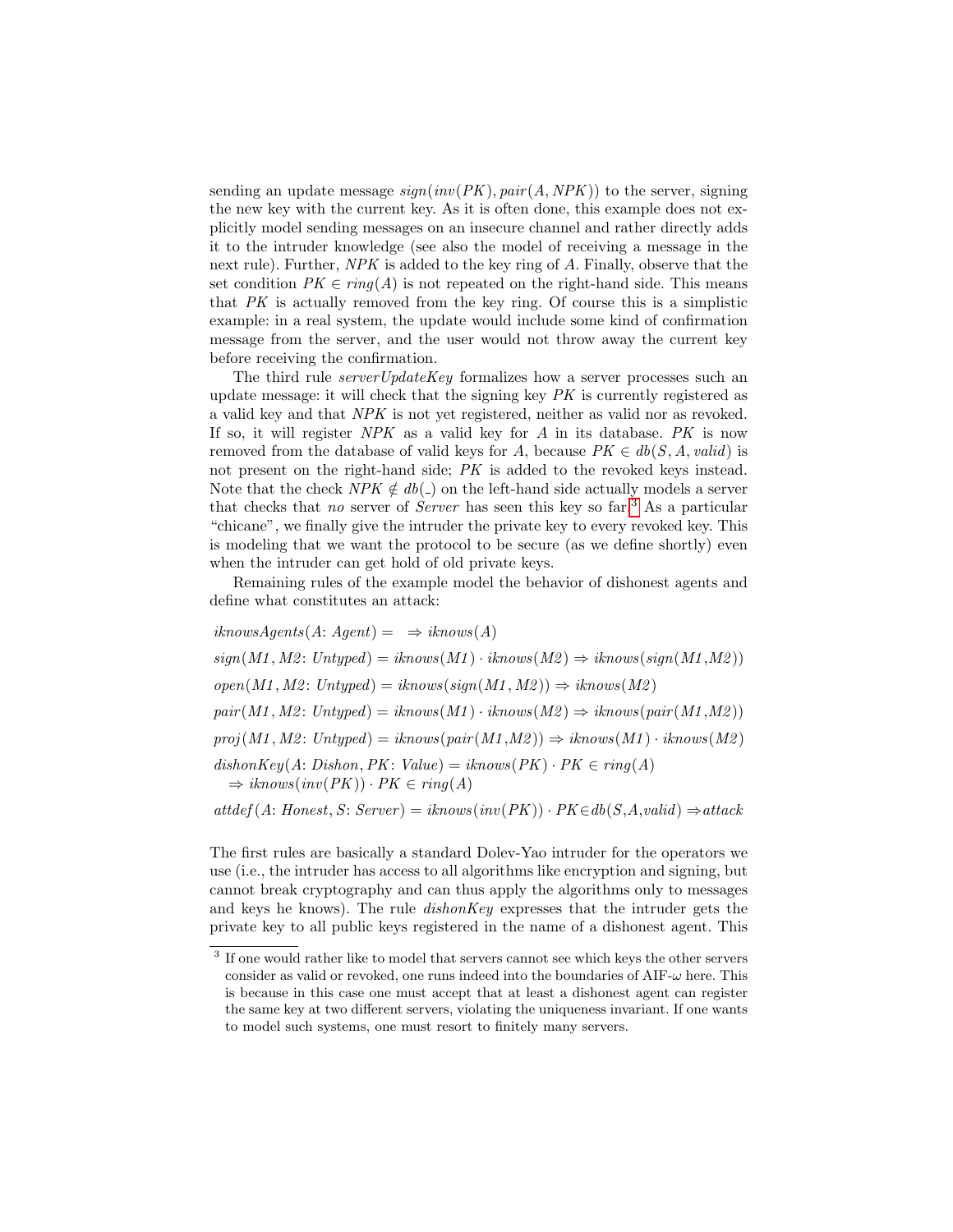sending an update message $sign(inv(PK), pair(A, NPK))$ to the server, signing the new key with the current key. As it is often done, this example does not explicitly model sending messages on an insecure channel and rather directly adds it to the intruder knowledge (see also the model of receiving a message in the next rule). Further, $NPK$ is added to the key ring of $A$. Finally, observe that the set condition $PK \in ring(A)$ is not repeated on the right-hand side. This means that $PK$ is actually removed from the key ring. Of course this is a simplistic example: in a real system, the update would include some kind of confirmation message from the server, and the user would not throw away the current key before receiving the confirmation.

The third rule *serverUpdateKey* formalizes how a server processes such an update message: it will check that the signing key $PK$ is currently registered as a valid key and that $NPK$ is not yet registered, neither as valid nor as revoked. If so, it will register $NPK$ as a valid key for $A$ in its database. $PK$ is now removed from the database of valid keys for $A$, because $PK \in db(S, A, valid)$ is not present on the right-hand side; $PK$ is added to the revoked keys instead. Note that the check $NPK \notin db(\_)$ on the left-hand side actually models a server that checks that *no* server of *Server* has seen this key so far.[3] As a particular "chicane", we finally give the intruder the private key to every revoked key. This is modeling that we want the protocol to be secure (as we define shortly) even when the intruder can get hold of old private keys.

Remaining rules of the example model the behavior of dishonest agents and define what constitutes an attack:

$$iknowsAgents(A\colon Agent) = \;\Rightarrow iknows(A)$$

$$sign(M1, M2\colon Untyped) = iknows(M1) \cdot iknows(M2) \Rightarrow iknows(sign(M1, M2))$$

$$open(M1, M2\colon Untyped) = iknows(sign(M1, M2)) \Rightarrow iknows(M2)$$

$$pair(M1, M2\colon Untyped) = iknows(M1) \cdot iknows(M2) \Rightarrow iknows(pair(M1, M2))$$

$$proj(M1, M2\colon Untyped) = iknows(pair(M1, M2)) \Rightarrow iknows(M1) \cdot iknows(M2)$$

$$dishonKey(A\colon Dishon, PK\colon Value) = iknows(PK) \cdot PK \in ring(A) \Rightarrow iknows(inv(PK)) \cdot PK \in ring(A)$$

$$attdef(A\colon Honest, S\colon Server) = iknows(inv(PK)) \cdot PK \in db(S, A, valid) \Rightarrow attack$$

The first rules are basically a standard Dolev-Yao intruder for the operators we use (i.e., the intruder has access to all algorithms like encryption and signing, but cannot break cryptography and can thus apply the algorithms only to messages and keys he knows). The rule *dishonKey* expresses that the intruder gets the private key to all public keys registered in the name of a dishonest agent. This

[3] If one would rather like to model that servers cannot see which keys the other servers consider as valid or revoked, one runs indeed into the boundaries of AIF-$\omega$ here. This is because in this case one must accept that at least a dishonest agent can register the same key at two different servers, violating the uniqueness invariant. If one wants to model such systems, one must resort to finitely many servers.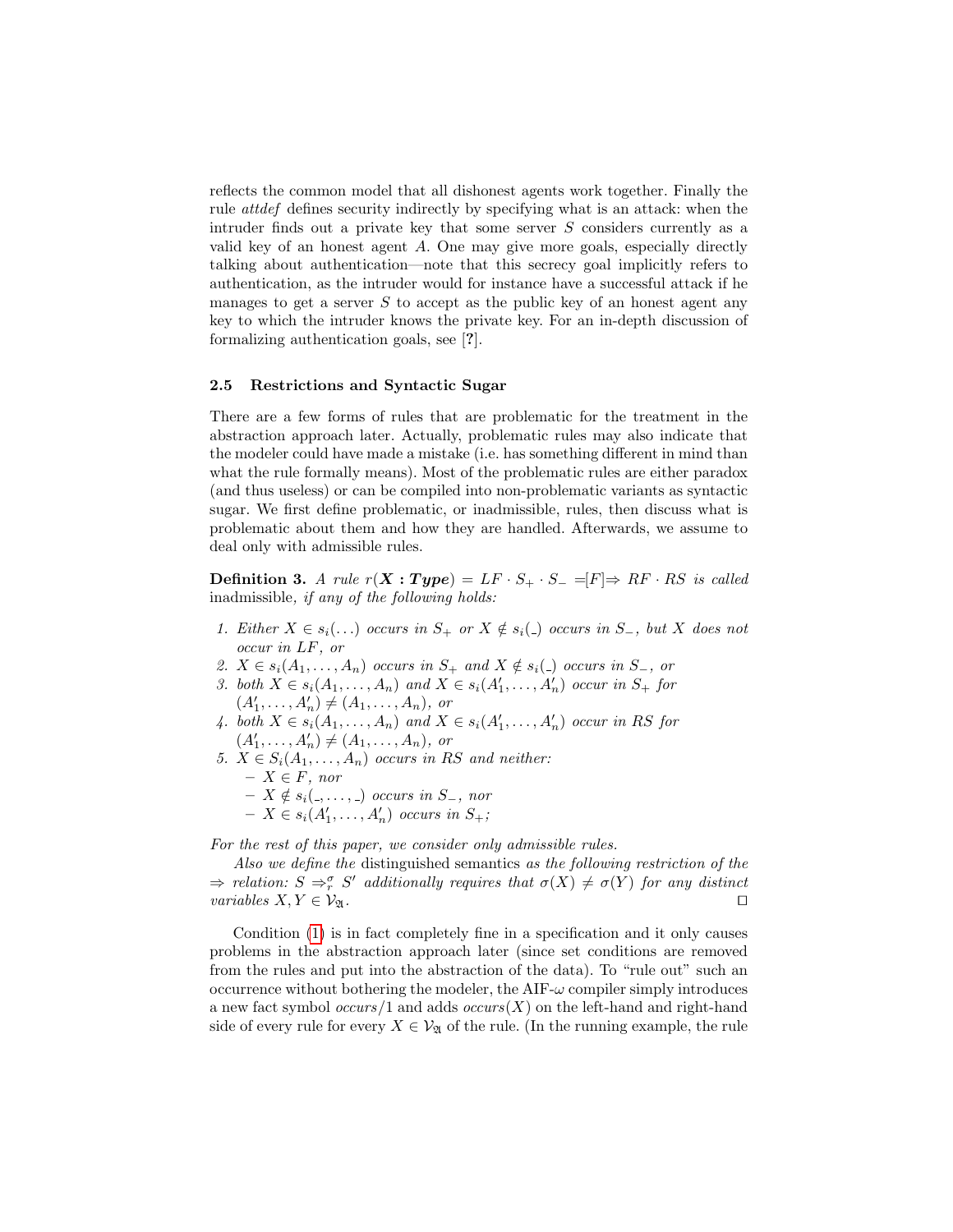reflects the common model that all dishonest agents work together. Finally the rule *attdef* defines security indirectly by specifying what is an attack: when the intruder finds out a private key that some server $S$ considers currently as a valid key of an honest agent $A$. One may give more goals, especially directly talking about authentication—note that this secrecy goal implicitly refers to authentication, as the intruder would for instance have a successful attack if he manages to get a server $S$ to accept as the public key of an honest agent any key to which the intruder knows the private key. For an in-depth discussion of formalizing authentication goals, see [?].

### 2.5 Restrictions and Syntactic Sugar

There are a few forms of rules that are problematic for the treatment in the abstraction approach later. Actually, problematic rules may also indicate that the modeler could have made a mistake (i.e. has something different in mind than what the rule formally means). Most of the problematic rules are either paradox (and thus useless) or can be compiled into non-problematic variants as syntactic sugar. We first define problematic, or inadmissible, rules, then discuss what is problematic about them and how they are handled. Afterwards, we assume to deal only with admissible rules.

**Definition 3.** *A rule $r(\boldsymbol{X : Type}) = LF \cdot S_+ \cdot S_- =[F]\Rightarrow RF \cdot RS$ is called* inadmissible*, if any of the following holds:*

1. *Either $X \in s_i(\ldots)$ occurs in $S_+$ or $X \notin s_i(\_)$ occurs in $S_-$, but $X$ does not occur in $LF$, or*
2. *$X \in s_i(A_1, \ldots, A_n)$ occurs in $S_+$ and $X \notin s_i(\_)$ occurs in $S_-$, or*
3. *both $X \in s_i(A_1, \ldots, A_n)$ and $X \in s_i(A'_1, \ldots, A'_n)$ occur in $S_+$ for $(A'_1, \ldots, A'_n) \neq (A_1, \ldots, A_n)$, or*
4. *both $X \in s_i(A_1, \ldots, A_n)$ and $X \in s_i(A'_1, \ldots, A'_n)$ occur in $RS$ for $(A'_1, \ldots, A'_n) \neq (A_1, \ldots, A_n)$, or*
5. *$X \in S_i(A_1, \ldots, A_n)$ occurs in $RS$ and neither:*
   - *$X \in F$, nor*
   - *$X \notin s_i(\_, \ldots, \_)$ occurs in $S_-$, nor*
   - *$X \in s_i(A'_1, \ldots, A'_n)$ occurs in $S_+$;*

*For the rest of this paper, we consider only admissible rules.*

*Also we define the* distinguished semantics *as the following restriction of the $\Rightarrow$ relation: $S \Rightarrow^{\sigma}_{r} S'$ additionally requires that $\sigma(X) \neq \sigma(Y)$ for any distinct variables $X, Y \in \mathcal{V}_{\mathfrak{A}}$.* ◻

Condition (1) is in fact completely fine in a specification and it only causes problems in the abstraction approach later (since set conditions are removed from the rules and put into the abstraction of the data). To "rule out" such an occurrence without bothering the modeler, the AIF-$\omega$ compiler simply introduces a new fact symbol *occurs*/1 and adds *occurs*$(X)$ on the left-hand and right-hand side of every rule for every $X \in \mathcal{V}_{\mathfrak{A}}$ of the rule. (In the running example, the rule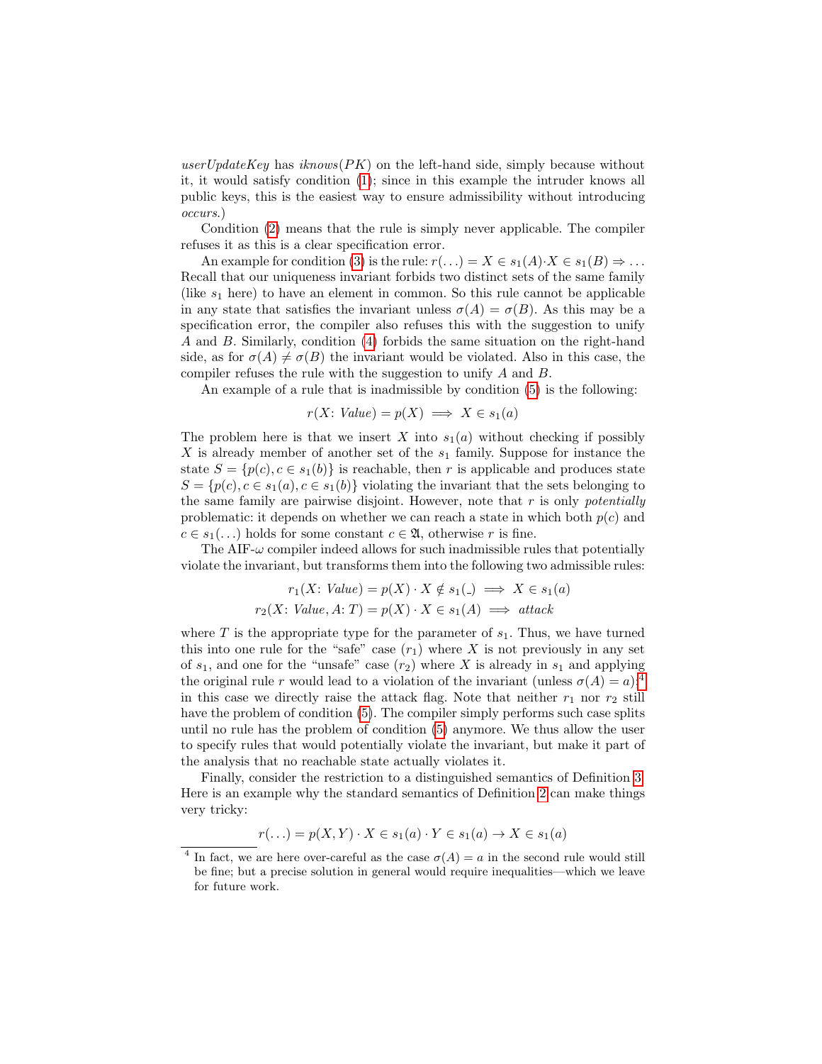*userUpdateKey* has $iknows(PK)$ on the left-hand side, simply because without it, it would satisfy condition (1); since in this example the intruder knows all public keys, this is the easiest way to ensure admissibility without introducing *occurs*.)

Condition (2) means that the rule is simply never applicable. The compiler refuses it as this is a clear specification error.

An example for condition (3) is the rule: $r(\dots) = X \in s_1(A) \cdot X \in s_1(B) \Rightarrow \dots$ Recall that our uniqueness invariant forbids two distinct sets of the same family (like $s_1$ here) to have an element in common. So this rule cannot be applicable in any state that satisfies the invariant unless $\sigma(A) = \sigma(B)$. As this may be a specification error, the compiler also refuses this with the suggestion to unify $A$ and $B$. Similarly, condition (4) forbids the same situation on the right-hand side, as for $\sigma(A) \neq \sigma(B)$ the invariant would be violated. Also in this case, the compiler refuses the rule with the suggestion to unify $A$ and $B$.

An example of a rule that is inadmissible by condition (5) is the following:

$$r(X\colon \mathit{Value}) = p(X) \implies X \in s_1(a)$$

The problem here is that we insert $X$ into $s_1(a)$ without checking if possibly $X$ is already member of another set of the $s_1$ family. Suppose for instance the state $S = \{p(c), c \in s_1(b)\}$ is reachable, then $r$ is applicable and produces state $S = \{p(c), c \in s_1(a), c \in s_1(b)\}$ violating the invariant that the sets belonging to the same family are pairwise disjoint. However, note that $r$ is only *potentially* problematic: it depends on whether we can reach a state in which both $p(c)$ and $c \in s_1(\dots)$ holds for some constant $c \in \mathfrak{A}$, otherwise $r$ is fine.

The AIF-$\omega$ compiler indeed allows for such inadmissible rules that potentially violate the invariant, but transforms them into the following two admissible rules:

$$r_1(X\colon \mathit{Value}) = p(X) \cdot X \notin s_1(\_) \implies X \in s_1(a)$$
$$r_2(X\colon \mathit{Value}, A\colon T) = p(X) \cdot X \in s_1(A) \implies \mathit{attack}$$

where $T$ is the appropriate type for the parameter of $s_1$. Thus, we have turned this into one rule for the "safe" case ($r_1$) where $X$ is not previously in any set of $s_1$, and one for the "unsafe" case ($r_2$) where $X$ is already in $s_1$ and applying the original rule $r$ would lead to a violation of the invariant (unless $\sigma(A) = a$);[4] in this case we directly raise the attack flag. Note that neither $r_1$ nor $r_2$ still have the problem of condition (5). The compiler simply performs such case splits until no rule has the problem of condition (5) anymore. We thus allow the user to specify rules that would potentially violate the invariant, but make it part of the analysis that no reachable state actually violates it.

Finally, consider the restriction to a distinguished semantics of Definition 3. Here is an example why the standard semantics of Definition 2 can make things very tricky:

$$r(\dots) = p(X, Y) \cdot X \in s_1(a) \cdot Y \in s_1(a) \to X \in s_1(a)$$

[4] In fact, we are here over-careful as the case $\sigma(A) = a$ in the second rule would still be fine; but a precise solution in general would require inequalities—which we leave for future work.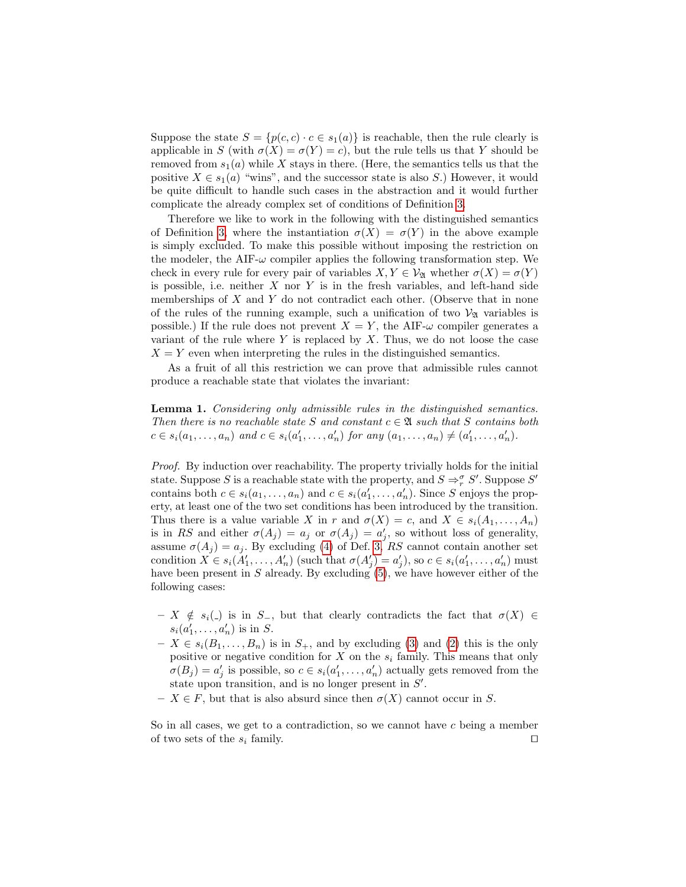Suppose the state $S = \{p(c,c) \cdot c \in s_1(a)\}$ is reachable, then the rule clearly is applicable in $S$ (with $\sigma(X) = \sigma(Y) = c$), but the rule tells us that $Y$ should be removed from $s_1(a)$ while $X$ stays in there. (Here, the semantics tells us that the positive $X \in s_1(a)$ "wins", and the successor state is also $S$.) However, it would be quite difficult to handle such cases in the abstraction and it would further complicate the already complex set of conditions of Definition 3.

Therefore we like to work in the following with the distinguished semantics of Definition 3, where the instantiation $\sigma(X) = \sigma(Y)$ in the above example is simply excluded. To make this possible without imposing the restriction on the modeler, the AIF-$\omega$ compiler applies the following transformation step. We check in every rule for every pair of variables $X, Y \in \mathcal{V}_{\mathfrak{A}}$ whether $\sigma(X) = \sigma(Y)$ is possible, i.e. neither $X$ nor $Y$ is in the fresh variables, and left-hand side memberships of $X$ and $Y$ do not contradict each other. (Observe that in none of the rules of the running example, such a unification of two $\mathcal{V}_{\mathfrak{A}}$ variables is possible.) If the rule does not prevent $X = Y$, the AIF-$\omega$ compiler generates a variant of the rule where $Y$ is replaced by $X$. Thus, we do not loose the case $X = Y$ even when interpreting the rules in the distinguished semantics.

As a fruit of all this restriction we can prove that admissible rules cannot produce a reachable state that violates the invariant:

**Lemma 1.** *Considering only admissible rules in the distinguished semantics. Then there is no reachable state $S$ and constant $c \in \mathfrak{A}$ such that $S$ contains both $c \in s_i(a_1, \ldots, a_n)$ and $c \in s_i(a'_1, \ldots, a'_n)$ for any $(a_1, \ldots, a_n) \neq (a'_1, \ldots, a'_n)$.*

*Proof.* By induction over reachability. The property trivially holds for the initial state. Suppose $S$ is a reachable state with the property, and $S \Rightarrow^{\sigma}_{r} S'$. Suppose $S'$ contains both $c \in s_i(a_1, \ldots, a_n)$ and $c \in s_i(a'_1, \ldots, a'_n)$. Since $S$ enjoys the property, at least one of the two set conditions has been introduced by the transition. Thus there is a value variable $X$ in $r$ and $\sigma(X) = c$, and $X \in s_i(A_1, \ldots, A_n)$ is in $RS$ and either $\sigma(A_j) = a_j$ or $\sigma(A_j) = a'_j$, so without loss of generality, assume $\sigma(A_j) = a_j$. By excluding (4) of Def. 3, $RS$ cannot contain another set condition $X \in s_i(A'_1, \ldots, A'_n)$ (such that $\sigma(A'_j) = a'_j$), so $c \in s_i(a'_1, \ldots, a'_n)$ must have been present in $S$ already. By excluding (5), we have however either of the following cases:

- $X \notin s_i(\_)$ is in $S_-$, but that clearly contradicts the fact that $\sigma(X) \in s_i(a'_1, \ldots, a'_n)$ is in $S$.
- $X \in s_i(B_1, \ldots, B_n)$ is in $S_+$, and by excluding (3) and (2) this is the only positive or negative condition for $X$ on the $s_i$ family. This means that only $\sigma(B_j) = a'_j$ is possible, so $c \in s_i(a'_1, \ldots, a'_n)$ actually gets removed from the state upon transition, and is no longer present in $S'$.
- $X \in F$, but that is also absurd since then $\sigma(X)$ cannot occur in $S$.

So in all cases, we get to a contradiction, so we cannot have $c$ being a member of two sets of the $s_i$ family. $\square$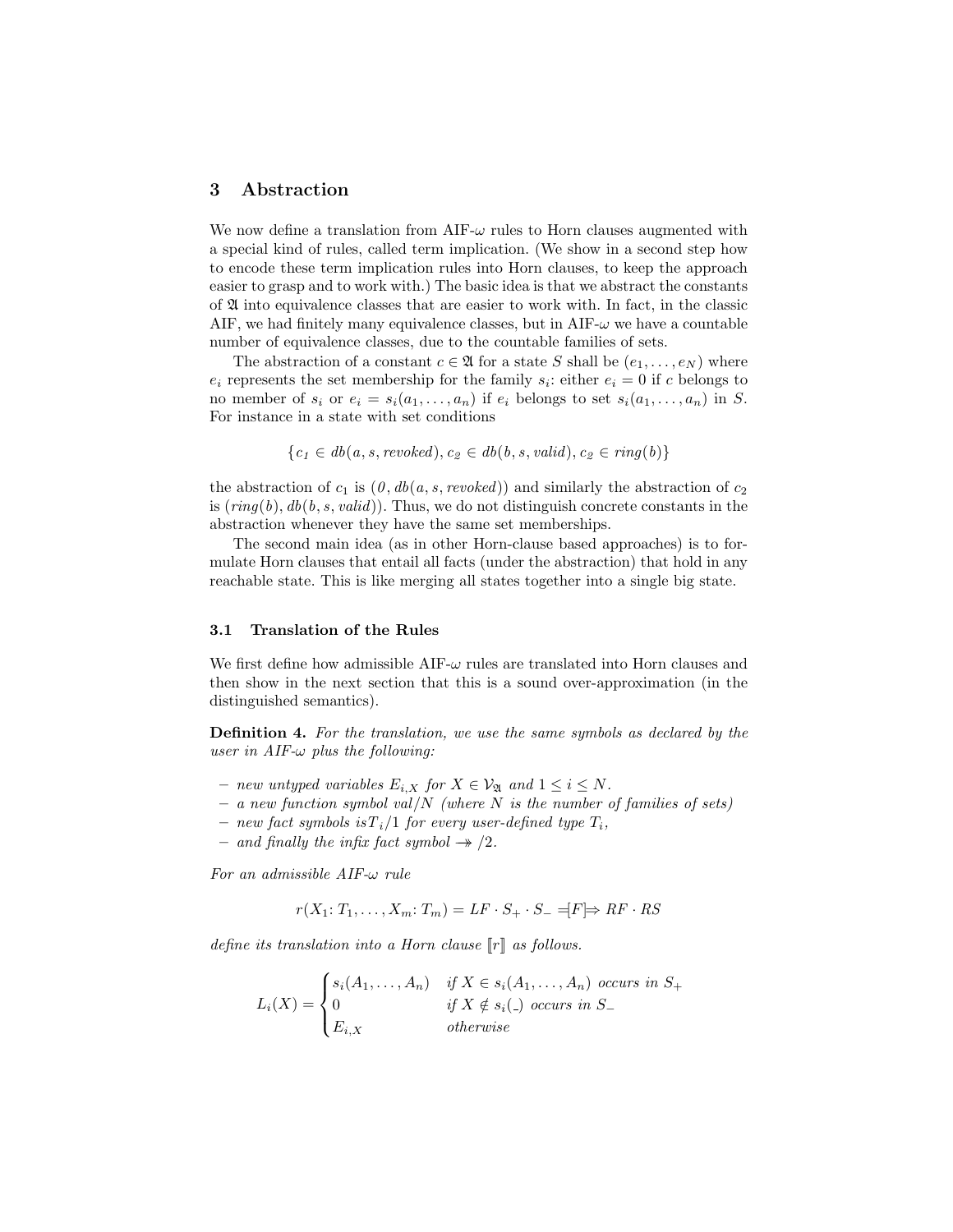## 3 Abstraction

We now define a translation from AIF-$\omega$ rules to Horn clauses augmented with a special kind of rules, called term implication. (We show in a second step how to encode these term implication rules into Horn clauses, to keep the approach easier to grasp and to work with.) The basic idea is that we abstract the constants of $\mathfrak{A}$ into equivalence classes that are easier to work with. In fact, in the classic AIF, we had finitely many equivalence classes, but in AIF-$\omega$ we have a countable number of equivalence classes, due to the countable families of sets.

The abstraction of a constant $c \in \mathfrak{A}$ for a state $S$ shall be $(e_1, \ldots, e_N)$ where $e_i$ represents the set membership for the family $s_i$: either $e_i = 0$ if $c$ belongs to no member of $s_i$ or $e_i = s_i(a_1, \ldots, a_n)$ if $e_i$ belongs to set $s_i(a_1, \ldots, a_n)$ in $S$. For instance in a state with set conditions

$$\{c_1 \in db(a, s, revoked), c_2 \in db(b, s, valid), c_2 \in ring(b)\}$$

the abstraction of $c_1$ is $(0, db(a, s, revoked))$ and similarly the abstraction of $c_2$ is $(ring(b), db(b, s, valid))$. Thus, we do not distinguish concrete constants in the abstraction whenever they have the same set memberships.

The second main idea (as in other Horn-clause based approaches) is to formulate Horn clauses that entail all facts (under the abstraction) that hold in any reachable state. This is like merging all states together into a single big state.

### 3.1 Translation of the Rules

We first define how admissible AIF-$\omega$ rules are translated into Horn clauses and then show in the next section that this is a sound over-approximation (in the distinguished semantics).

**Definition 4.** *For the translation, we use the same symbols as declared by the user in AIF-$\omega$ plus the following:*

- *new untyped variables $E_{i,X}$ for $X \in \mathcal{V}_{\mathfrak{A}}$ and $1 \leq i \leq N$.*
- *a new function symbol $val/N$ (where $N$ is the number of families of sets)*
- *new fact symbols $isT_i/1$ for every user-defined type $T_i$,*
- *and finally the infix fact symbol $\twoheadrightarrow/2$.*

*For an admissible AIF-$\omega$ rule*

$$r(X_1 \colon T_1, \ldots, X_m \colon T_m) = LF \cdot S_+ \cdot S_- \;=\![F]\!\Rightarrow RF \cdot RS$$

*define its translation into a Horn clause $[\![r]\!]$ as follows.*

$$L_i(X) = \begin{cases} s_i(A_1, \ldots, A_n) & \textit{if } X \in s_i(A_1, \ldots, A_n) \textit{ occurs in } S_+ \\ 0 & \textit{if } X \notin s_i(\_) \textit{ occurs in } S_- \\ E_{i,X} & \textit{otherwise} \end{cases}$$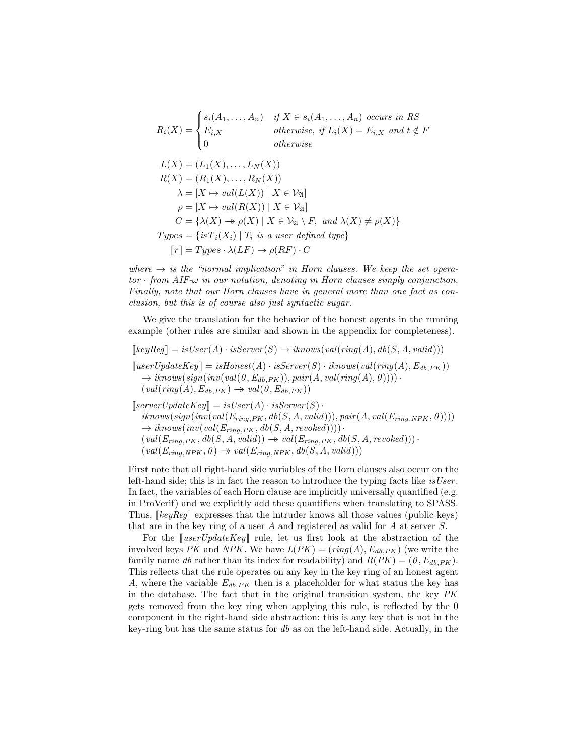$$R_i(X) = \begin{cases} s_i(A_1, \ldots, A_n) & \textit{if } X \in s_i(A_1, \ldots, A_n) \textit{ occurs in } RS \\ E_{i,X} & \textit{otherwise, if } L_i(X) = E_{i,X} \textit{ and } t \notin F \\ 0 & \textit{otherwise} \end{cases}$$

$$\begin{aligned}
L(X) &= (L_1(X), \ldots, L_N(X)) \\
R(X) &= (R_1(X), \ldots, R_N(X)) \\
\lambda &= [X \mapsto val(L(X)) \mid X \in \mathcal{V}_{\mathfrak{A}}] \\
\rho &= [X \mapsto val(R(X)) \mid X \in \mathcal{V}_{\mathfrak{A}}] \\
C &= \{\lambda(X) \twoheadrightarrow \rho(X) \mid X \in \mathcal{V}_{\mathfrak{A}} \setminus F, \textit{ and } \lambda(X) \neq \rho(X)\} \\
Types &= \{isT_i(X_i) \mid T_i \textit{ is a user defined type}\} \\
[\![r]\!] &= Types \cdot \lambda(LF) \rightarrow \rho(RF) \cdot C
\end{aligned}$$

*where $\rightarrow$ is the "normal implication" in Horn clauses. We keep the set operator $\cdot$ from AIF-$\omega$ in our notation, denoting in Horn clauses simply conjunction. Finally, note that our Horn clauses have in general more than one fact as conclusion, but this is of course also just syntactic sugar.*

We give the translation for the behavior of the honest agents in the running example (other rules are similar and shown in the appendix for completeness).

$$[\![keyReg]\!] = isUser(A) \cdot isServer(S) \rightarrow iknows(val(ring(A), db(S, A, valid)))$$

$$\begin{aligned}
[\![userUpdateKey]\!] = {} & isHonest(A) \cdot isServer(S) \cdot iknows(val(ring(A), E_{db,PK})) \\
& \rightarrow iknows(sign(inv(val(0, E_{db,PK})), pair(A, val(ring(A), 0)))) \cdot \\
& (val(ring(A), E_{db,PK}) \twoheadrightarrow val(0, E_{db,PK}))
\end{aligned}$$

$$\begin{aligned}
[\![serverUpdateKey]\!] = {} & isUser(A) \cdot isServer(S) \cdot \\
& iknows(sign(inv(val(E_{ring,PK}, db(S, A, valid))), pair(A, val(E_{ring,NPK}, 0)))) \\
& \rightarrow iknows(inv(val(E_{ring,PK}, db(S, A, revoked)))) \cdot \\
& (val(E_{ring,PK}, db(S, A, valid)) \twoheadrightarrow val(E_{ring,PK}, db(S, A, revoked))) \cdot \\
& (val(E_{ring,NPK}, 0) \twoheadrightarrow val(E_{ring,NPK}, db(S, A, valid)))
\end{aligned}$$

First note that all right-hand side variables of the Horn clauses also occur on the left-hand side; this is in fact the reason to introduce the typing facts like *isUser*. In fact, the variables of each Horn clause are implicitly universally quantified (e.g. in ProVerif) and we explicitly add these quantifiers when translating to SPASS. Thus, $[\![keyReg]\!]$ expresses that the intruder knows all those values (public keys) that are in the key ring of a user $A$ and registered as valid for $A$ at server $S$.

For the $[\![userUpdateKey]\!]$ rule, let us first look at the abstraction of the involved keys $PK$ and $NPK$. We have $L(PK) = (ring(A), E_{db,PK})$ (we write the family name $db$ rather than its index for readability) and $R(PK) = (0, E_{db,PK})$. This reflects that the rule operates on any key in the key ring of an honest agent $A$, where the variable $E_{db,PK}$ then is a placeholder for what status the key has in the database. The fact that in the original transition system, the key $PK$ gets removed from the key ring when applying this rule, is reflected by the 0 component in the right-hand side abstraction: this is any key that is not in the key-ring but has the same status for $db$ as on the left-hand side. Actually, in the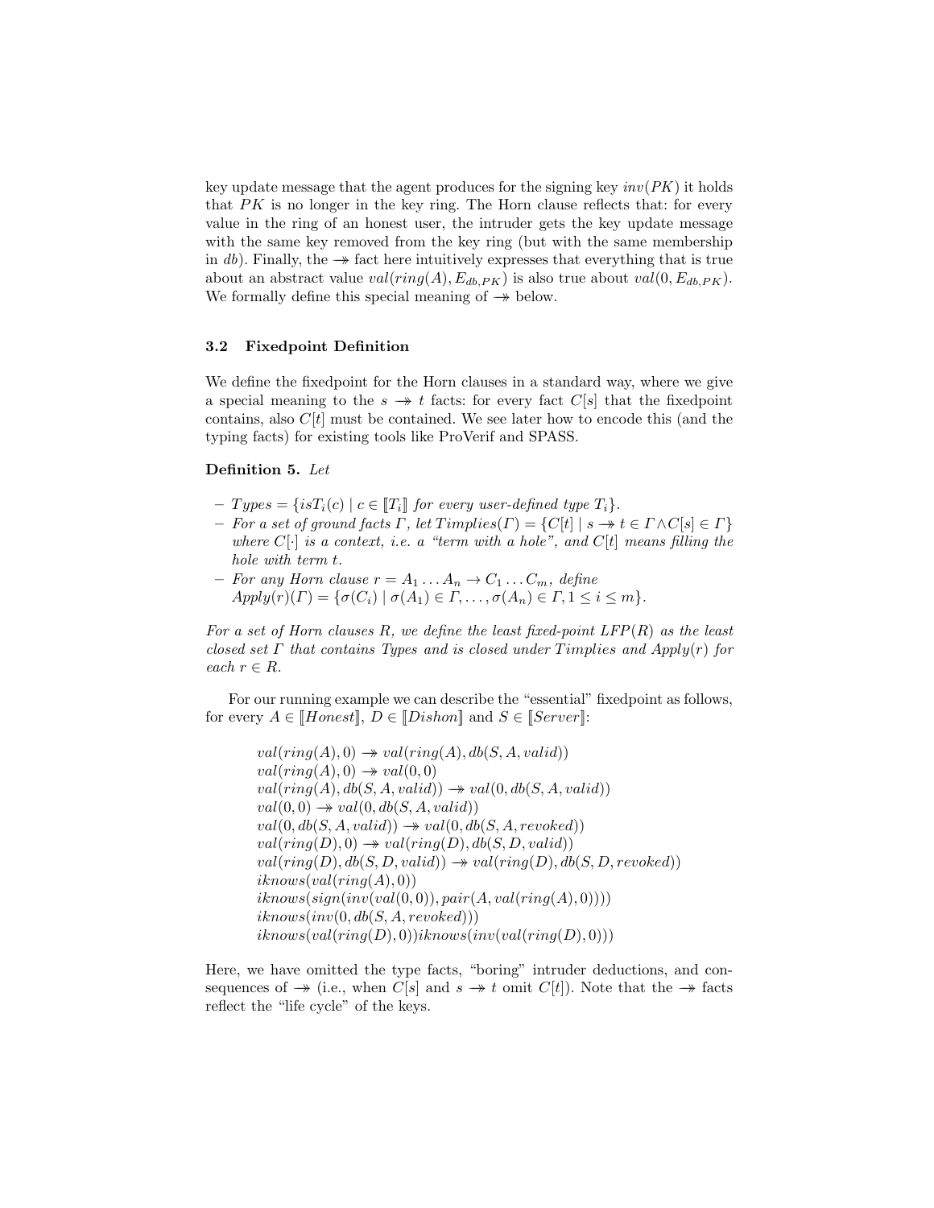key update message that the agent produces for the signing key $inv(PK)$ it holds that $PK$ is no longer in the key ring. The Horn clause reflects that: for every value in the ring of an honest user, the intruder gets the key update message with the same key removed from the key ring (but with the same membership in $db$). Finally, the $\twoheadrightarrow$ fact here intuitively expresses that everything that is true about an abstract value $val(ring(A), E_{db,PK})$ is also true about $val(0, E_{db,PK})$. We formally define this special meaning of $\twoheadrightarrow$ below.

### 3.2 Fixedpoint Definition

We define the fixedpoint for the Horn clauses in a standard way, where we give a special meaning to the $s \twoheadrightarrow t$ facts: for every fact $C[s]$ that the fixedpoint contains, also $C[t]$ must be contained. We see later how to encode this (and the typing facts) for existing tools like ProVerif and SPASS.

**Definition 5.** *Let*

- $Types = \{isT_i(c) \mid c \in [\![T_i]\!]$ *for every user-defined type* $T_i\}$.
- *For a set of ground facts* $\Gamma$*, let* $Timplies(\Gamma) = \{C[t] \mid s \twoheadrightarrow t \in \Gamma \wedge C[s] \in \Gamma\}$ *where* $C[\cdot]$ *is a context, i.e. a "term with a hole", and* $C[t]$ *means filling the hole with term* $t$*.*
- *For any Horn clause* $r = A_1 \dots A_n \to C_1 \dots C_m$*, define* $Apply(r)(\Gamma) = \{\sigma(C_i) \mid \sigma(A_1) \in \Gamma, \dots, \sigma(A_n) \in \Gamma, 1 \leq i \leq m\}$.

*For a set of Horn clauses* $R$*, we define the least fixed-point* $LFP(R)$ *as the least closed set* $\Gamma$ *that contains* $Types$ *and is closed under* $Timplies$ *and* $Apply(r)$ *for each* $r \in R$*.*

For our running example we can describe the "essential" fixedpoint as follows, for every $A \in [\![Honest]\!]$, $D \in [\![Dishon]\!]$ and $S \in [\![Server]\!]$:

$$
\begin{array}{l}
val(ring(A), 0) \twoheadrightarrow val(ring(A), db(S, A, valid)) \\
val(ring(A), 0) \twoheadrightarrow val(0, 0) \\
val(ring(A), db(S, A, valid)) \twoheadrightarrow val(0, db(S, A, valid)) \\
val(0, 0) \twoheadrightarrow val(0, db(S, A, valid)) \\
val(0, db(S, A, valid)) \twoheadrightarrow val(0, db(S, A, revoked)) \\
val(ring(D), 0) \twoheadrightarrow val(ring(D), db(S, D, valid)) \\
val(ring(D), db(S, D, valid)) \twoheadrightarrow val(ring(D), db(S, D, revoked)) \\
iknows(val(ring(A), 0)) \\
iknows(sign(inv(val(0, 0)), pair(A, val(ring(A), 0)))) \\
iknows(inv(0, db(S, A, revoked))) \\
iknows(val(ring(D), 0)) iknows(inv(val(ring(D), 0)))
\end{array}
$$

Here, we have omitted the type facts, "boring" intruder deductions, and consequences of $\twoheadrightarrow$ (i.e., when $C[s]$ and $s \twoheadrightarrow t$ omit $C[t]$). Note that the $\twoheadrightarrow$ facts reflect the "life cycle" of the keys.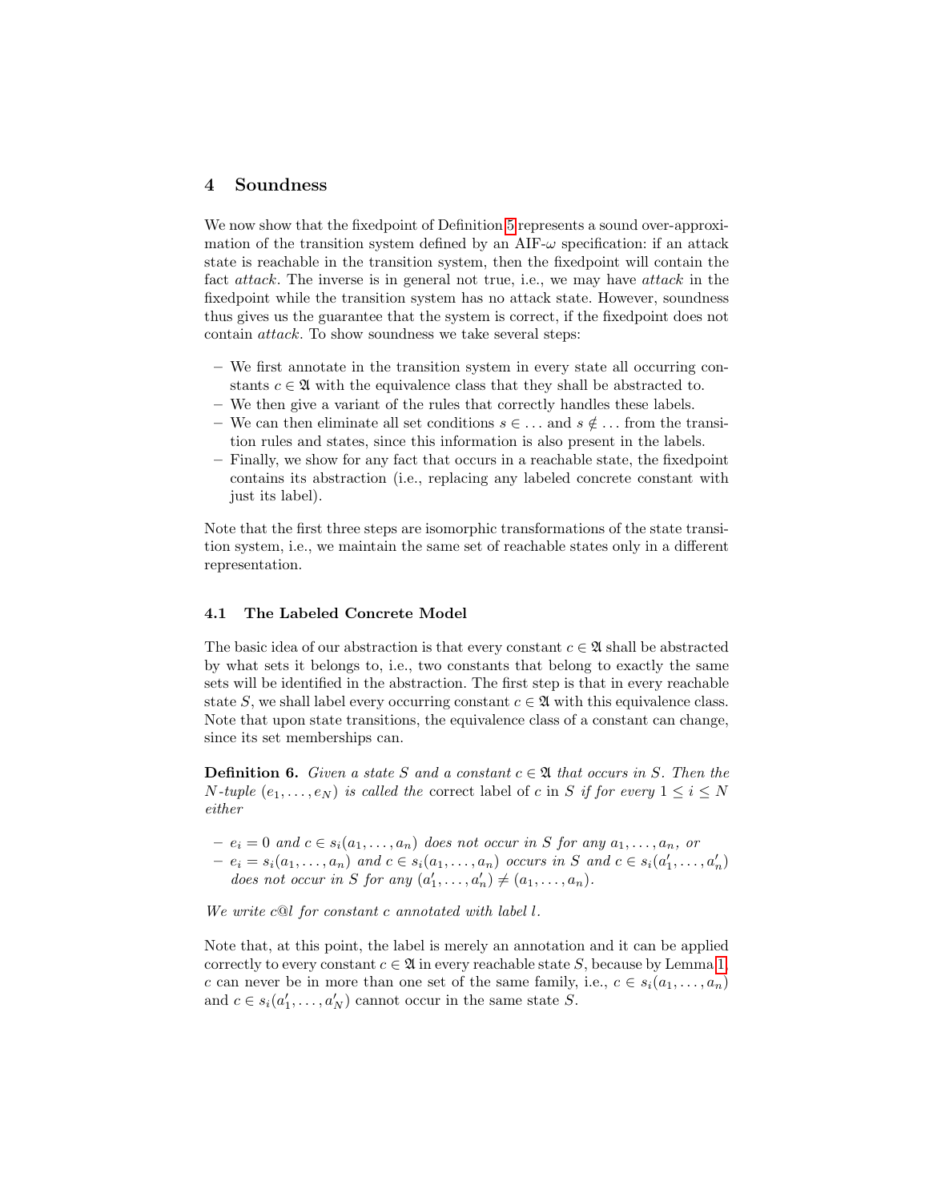## 4 Soundness

We now show that the fixedpoint of Definition 5 represents a sound over-approximation of the transition system defined by an AIF-$\omega$ specification: if an attack state is reachable in the transition system, then the fixedpoint will contain the fact *attack*. The inverse is in general not true, i.e., we may have *attack* in the fixedpoint while the transition system has no attack state. However, soundness thus gives us the guarantee that the system is correct, if the fixedpoint does not contain *attack*. To show soundness we take several steps:

- We first annotate in the transition system in every state all occurring constants $c \in \mathfrak{A}$ with the equivalence class that they shall be abstracted to.
- We then give a variant of the rules that correctly handles these labels.
- We can then eliminate all set conditions $s \in \ldots$ and $s \notin \ldots$ from the transition rules and states, since this information is also present in the labels.
- Finally, we show for any fact that occurs in a reachable state, the fixedpoint contains its abstraction (i.e., replacing any labeled concrete constant with just its label).

Note that the first three steps are isomorphic transformations of the state transition system, i.e., we maintain the same set of reachable states only in a different representation.

### 4.1 The Labeled Concrete Model

The basic idea of our abstraction is that every constant $c \in \mathfrak{A}$ shall be abstracted by what sets it belongs to, i.e., two constants that belong to exactly the same sets will be identified in the abstraction. The first step is that in every reachable state $S$, we shall label every occurring constant $c \in \mathfrak{A}$ with this equivalence class. Note that upon state transitions, the equivalence class of a constant can change, since its set memberships can.

**Definition 6.** *Given a state $S$ and a constant $c \in \mathfrak{A}$ that occurs in $S$. Then the $N$-tuple $(e_1, \ldots, e_N)$ is called the* correct label of $c$ in $S$ *if for every $1 \leq i \leq N$ either*

- *$e_i = 0$ and $c \in s_i(a_1, \ldots, a_n)$ does not occur in $S$ for any $a_1, \ldots, a_n$, or*
- *$e_i = s_i(a_1, \ldots, a_n)$ and $c \in s_i(a_1, \ldots, a_n)$ occurs in $S$ and $c \in s_i(a'_1, \ldots, a'_n)$ does not occur in $S$ for any $(a'_1, \ldots, a'_n) \neq (a_1, \ldots, a_n)$.*

*We write $c@l$ for constant $c$ annotated with label $l$.*

Note that, at this point, the label is merely an annotation and it can be applied correctly to every constant $c \in \mathfrak{A}$ in every reachable state $S$, because by Lemma 1, $c$ can never be in more than one set of the same family, i.e., $c \in s_i(a_1, \ldots, a_n)$ and $c \in s_i(a'_1, \ldots, a'_N)$ cannot occur in the same state $S$.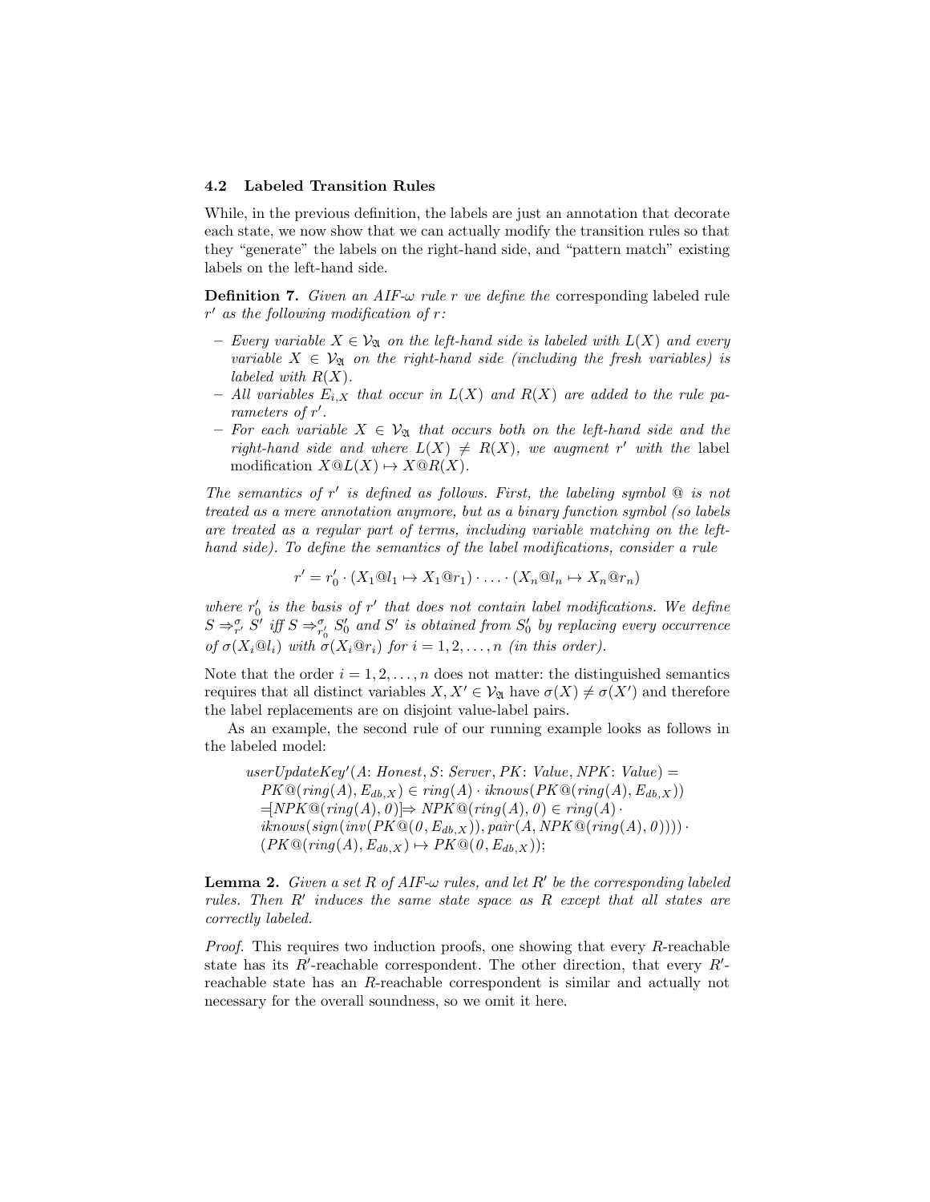### 4.2 Labeled Transition Rules

While, in the previous definition, the labels are just an annotation that decorate each state, we now show that we can actually modify the transition rules so that they "generate" the labels on the right-hand side, and "pattern match" existing labels on the left-hand side.

**Definition 7.** *Given an AIF-$\omega$ rule $r$ we define the* corresponding labeled rule *$r'$ as the following modification of $r$:*

- *Every variable $X \in \mathcal{V}_{\mathfrak{A}}$ on the left-hand side is labeled with $L(X)$ and every variable $X \in \mathcal{V}_{\mathfrak{A}}$ on the right-hand side (including the fresh variables) is labeled with $R(X)$.*
- *All variables $E_{i,X}$ that occur in $L(X)$ and $R(X)$ are added to the rule parameters of $r'$.*
- *For each variable $X \in \mathcal{V}_{\mathfrak{A}}$ that occurs both on the left-hand side and the right-hand side and where $L(X) \neq R(X)$, we augment $r'$ with the* label modification *$X@L(X) \mapsto X@R(X)$.*

*The semantics of $r'$ is defined as follows. First, the labeling symbol @ is not treated as a mere annotation anymore, but as a binary function symbol (so labels are treated as a regular part of terms, including variable matching on the left-hand side). To define the semantics of the label modifications, consider a rule*

$$r' = r'_0 \cdot (X_1@l_1 \mapsto X_1@r_1) \cdot \ldots \cdot (X_n@l_n \mapsto X_n@r_n)$$

*where $r'_0$ is the basis of $r'$ that does not contain label modifications. We define $S \Rightarrow^{\sigma}_{r'} S'$ iff $S \Rightarrow^{\sigma}_{r'_0} S'_0$ and $S'$ is obtained from $S'_0$ by replacing every occurrence of $\sigma(X_i@l_i)$ with $\sigma(X_i@r_i)$ for $i = 1, 2, \ldots, n$ (in this order).*

Note that the order $i = 1, 2, \ldots, n$ does not matter: the distinguished semantics requires that all distinct variables $X, X' \in \mathcal{V}_{\mathfrak{A}}$ have $\sigma(X) \neq \sigma(X')$ and therefore the label replacements are on disjoint value-label pairs.

As an example, the second rule of our running example looks as follows in the labeled model:

$$\begin{aligned}
&\mathit{userUpdateKey}'(A\colon \mathit{Honest}, S\colon \mathit{Server}, PK\colon \mathit{Value}, NPK\colon \mathit{Value}) = \\
&\quad PK@(\mathit{ring}(A), E_{db,X}) \in \mathit{ring}(A) \cdot \mathit{iknows}(PK@(\mathit{ring}(A), E_{db,X})) \\
&\quad =[NPK@(\mathit{ring}(A), 0)]\Rightarrow NPK@(\mathit{ring}(A), 0) \in \mathit{ring}(A) \cdot \\
&\quad \mathit{iknows}(\mathit{sign}(\mathit{inv}(PK@(0, E_{db,X})), \mathit{pair}(A, NPK@(\mathit{ring}(A), 0)))) \cdot \\
&\quad (PK@(\mathit{ring}(A), E_{db,X}) \mapsto PK@(0, E_{db,X}));
\end{aligned}$$

**Lemma 2.** *Given a set $R$ of AIF-$\omega$ rules, and let $R'$ be the corresponding labeled rules. Then $R'$ induces the same state space as $R$ except that all states are correctly labeled.*

*Proof.* This requires two induction proofs, one showing that every $R$-reachable state has its $R'$-reachable correspondent. The other direction, that every $R'$-reachable state has an $R$-reachable correspondent is similar and actually not necessary for the overall soundness, so we omit it here.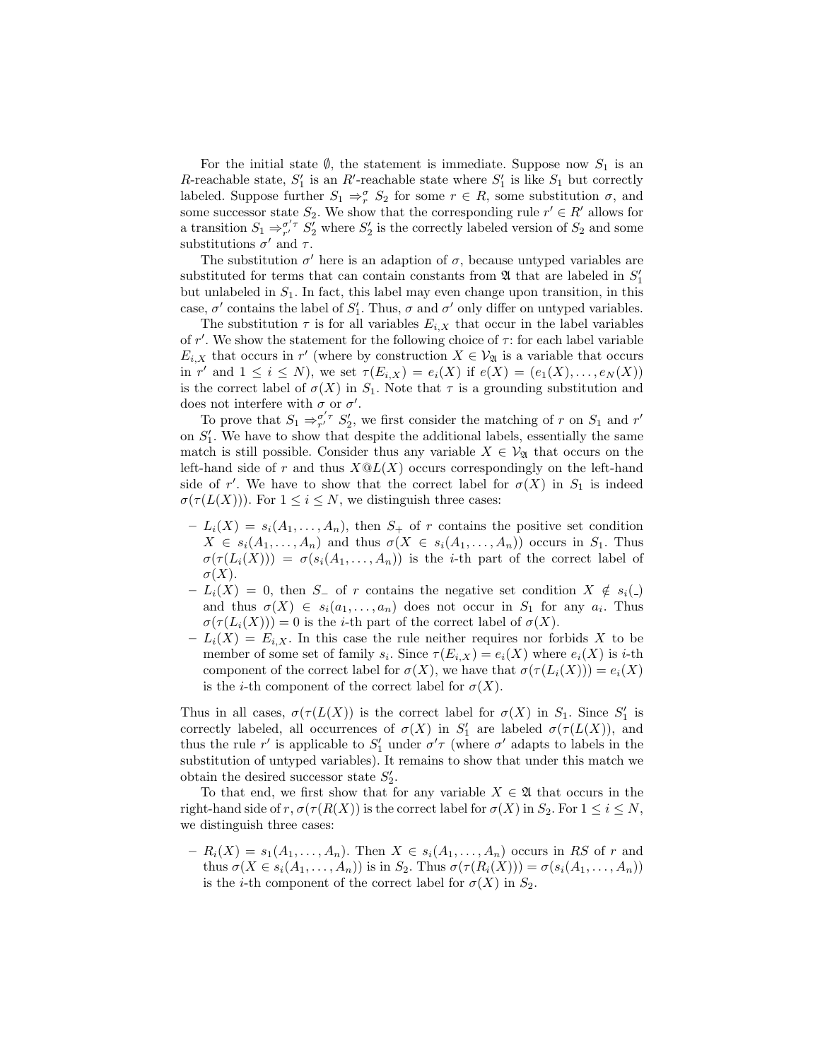For the initial state $\emptyset$, the statement is immediate. Suppose now $S_1$ is an $R$-reachable state, $S_1'$ is an $R'$-reachable state where $S_1'$ is like $S_1$ but correctly labeled. Suppose further $S_1 \Rightarrow_r^\sigma S_2$ for some $r \in R$, some substitution $\sigma$, and some successor state $S_2$. We show that the corresponding rule $r' \in R'$ allows for a transition $S_1 \Rightarrow_{r'}^{\sigma'\tau} S_2'$ where $S_2'$ is the correctly labeled version of $S_2$ and some substitutions $\sigma'$ and $\tau$.

The substitution $\sigma'$ here is an adaption of $\sigma$, because untyped variables are substituted for terms that can contain constants from $\mathfrak{A}$ that are labeled in $S_1'$ but unlabeled in $S_1$. In fact, this label may even change upon transition, in this case, $\sigma'$ contains the label of $S_1'$. Thus, $\sigma$ and $\sigma'$ only differ on untyped variables.

The substitution $\tau$ is for all variables $E_{i,X}$ that occur in the label variables of $r'$. We show the statement for the following choice of $\tau$: for each label variable $E_{i,X}$ that occurs in $r'$ (where by construction $X \in \mathcal{V}_\mathfrak{A}$ is a variable that occurs in $r'$ and $1 \leq i \leq N$), we set $\tau(E_{i,X}) = e_i(X)$ if $e(X) = (e_1(X), \ldots, e_N(X))$ is the correct label of $\sigma(X)$ in $S_1$. Note that $\tau$ is a grounding substitution and does not interfere with $\sigma$ or $\sigma'$.

To prove that $S_1 \Rightarrow_{r'}^{\sigma'\tau} S_2'$, we first consider the matching of $r$ on $S_1$ and $r'$ on $S_1'$. We have to show that despite the additional labels, essentially the same match is still possible. Consider thus any variable $X \in \mathcal{V}_\mathfrak{A}$ that occurs on the left-hand side of $r$ and thus $X@L(X)$ occurs correspondingly on the left-hand side of $r'$. We have to show that the correct label for $\sigma(X)$ in $S_1$ is indeed $\sigma(\tau(L(X)))$. For $1 \leq i \leq N$, we distinguish three cases:

- $L_i(X) = s_i(A_1, \ldots, A_n)$, then $S_+$ of $r$ contains the positive set condition $X \in s_i(A_1, \ldots, A_n)$ and thus $\sigma(X \in s_i(A_1, \ldots, A_n))$ occurs in $S_1$. Thus $\sigma(\tau(L_i(X))) = \sigma(s_i(A_1, \ldots, A_n))$ is the $i$-th part of the correct label of $\sigma(X)$.
- $L_i(X) = 0$, then $S_-$ of $r$ contains the negative set condition $X \notin s_i(\_)$ and thus $\sigma(X) \in s_i(a_1, \ldots, a_n)$ does not occur in $S_1$ for any $a_i$. Thus $\sigma(\tau(L_i(X))) = 0$ is the $i$-th part of the correct label of $\sigma(X)$.
- $L_i(X) = E_{i,X}$. In this case the rule neither requires nor forbids $X$ to be member of some set of family $s_i$. Since $\tau(E_{i,X}) = e_i(X)$ where $e_i(X)$ is $i$-th component of the correct label for $\sigma(X)$, we have that $\sigma(\tau(L_i(X))) = e_i(X)$ is the $i$-th component of the correct label for $\sigma(X)$.

Thus in all cases, $\sigma(\tau(L(X))$ is the correct label for $\sigma(X)$ in $S_1$. Since $S_1'$ is correctly labeled, all occurrences of $\sigma(X)$ in $S_1'$ are labeled $\sigma(\tau(L(X))$, and thus the rule $r'$ is applicable to $S_1'$ under $\sigma'\tau$ (where $\sigma'$ adapts to labels in the substitution of untyped variables). It remains to show that under this match we obtain the desired successor state $S_2'$.

To that end, we first show that for any variable $X \in \mathfrak{A}$ that occurs in the right-hand side of $r$, $\sigma(\tau(R(X))$ is the correct label for $\sigma(X)$ in $S_2$. For $1 \leq i \leq N$, we distinguish three cases:

- $R_i(X) = s_1(A_1, \ldots, A_n)$. Then $X \in s_i(A_1, \ldots, A_n)$ occurs in $RS$ of $r$ and thus $\sigma(X \in s_i(A_1, \ldots, A_n))$ is in $S_2$. Thus $\sigma(\tau(R_i(X))) = \sigma(s_i(A_1, \ldots, A_n))$ is the $i$-th component of the correct label for $\sigma(X)$ in $S_2$.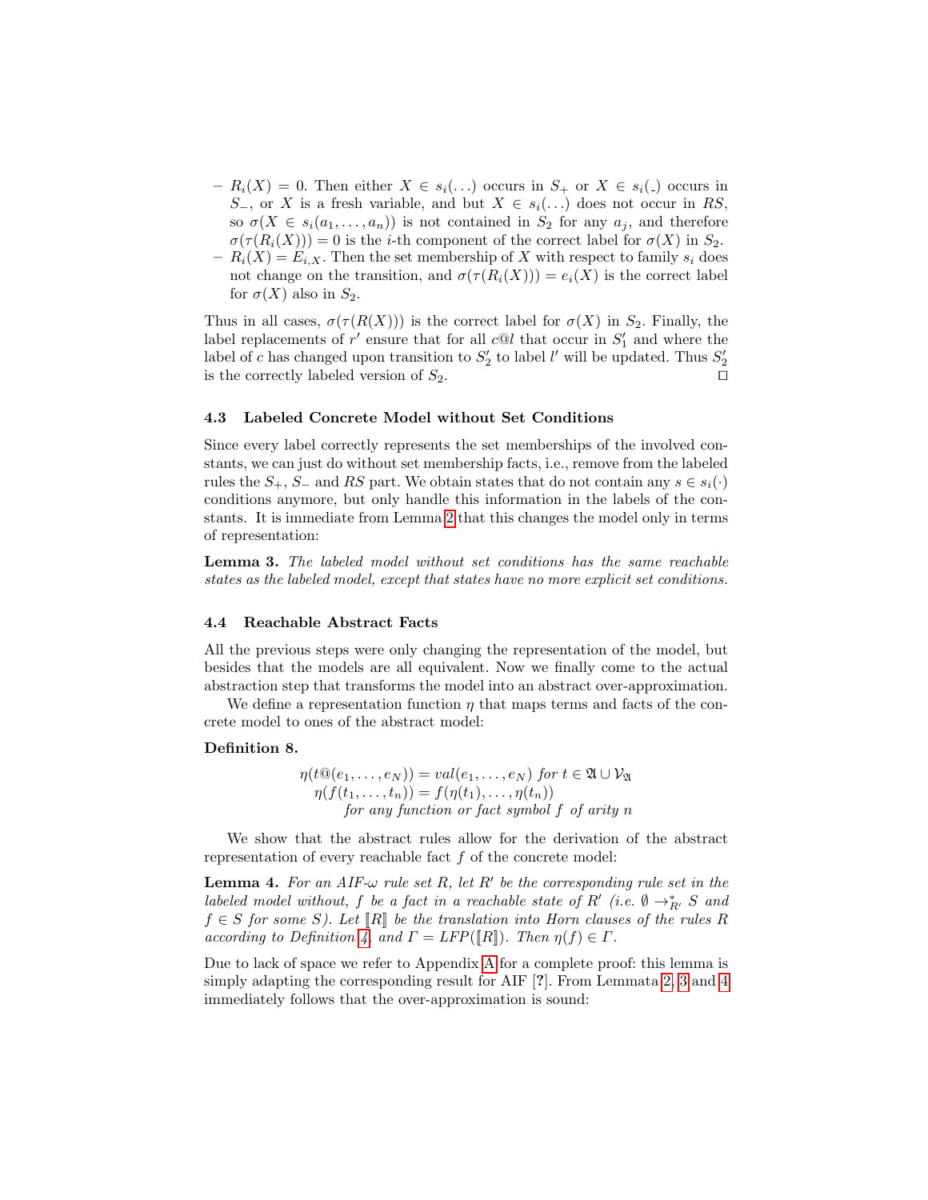- $R_i(X) = 0$. Then either $X \in s_i(\dots)$ occurs in $S_+$ or $X \in s_i(\_)$ occurs in $S_-$, or $X$ is a fresh variable, and but $X \in s_i(\dots)$ does not occur in $RS$, so $\sigma(X \in s_i(a_1, \dots, a_n))$ is not contained in $S_2$ for any $a_j$, and therefore $\sigma(\tau(R_i(X))) = 0$ is the $i$-th component of the correct label for $\sigma(X)$ in $S_2$.
- $R_i(X) = E_{i,X}$. Then the set membership of $X$ with respect to family $s_i$ does not change on the transition, and $\sigma(\tau(R_i(X))) = e_i(X)$ is the correct label for $\sigma(X)$ also in $S_2$.

Thus in all cases, $\sigma(\tau(R(X)))$ is the correct label for $\sigma(X)$ in $S_2$. Finally, the label replacements of $r'$ ensure that for all $c@l$ that occur in $S_1'$ and where the label of $c$ has changed upon transition to $S_2'$ to label $l'$ will be updated. Thus $S_2'$ is the correctly labeled version of $S_2$. ☐

### 4.3 Labeled Concrete Model without Set Conditions

Since every label correctly represents the set memberships of the involved constants, we can just do without set membership facts, i.e., remove from the labeled rules the $S_+$, $S_-$ and $RS$ part. We obtain states that do not contain any $s \in s_i(\cdot)$ conditions anymore, but only handle this information in the labels of the constants. It is immediate from Lemma 2 that this changes the model only in terms of representation:

**Lemma 3.** *The labeled model without set conditions has the same reachable states as the labeled model, except that states have no more explicit set conditions.*

### 4.4 Reachable Abstract Facts

All the previous steps were only changing the representation of the model, but besides that the models are all equivalent. Now we finally come to the actual abstraction step that transforms the model into an abstract over-approximation.

We define a representation function $\eta$ that maps terms and facts of the concrete model to ones of the abstract model:

**Definition 8.**

$$\eta(t@(e_1, \dots, e_N)) = val(e_1, \dots, e_N) \text{ for } t \in \mathfrak{A} \cup \mathcal{V}_{\mathfrak{A}}$$
$$\eta(f(t_1, \dots, t_n)) = f(\eta(t_1), \dots, \eta(t_n))$$
$$\text{for any function or fact symbol } f \text{ of arity } n$$

We show that the abstract rules allow for the derivation of the abstract representation of every reachable fact $f$ of the concrete model:

**Lemma 4.** *For an AIF-$\omega$ rule set $R$, let $R'$ be the corresponding rule set in the labeled model without, $f$ be a fact in a reachable state of $R'$ (i.e. $\emptyset \rightarrow^*_{R'} S$ and $f \in S$ for some $S$). Let $[\![R]\!]$ be the translation into Horn clauses of the rules $R$ according to Definition 4, and $\Gamma = LFP([\![R]\!])$. Then $\eta(f) \in \Gamma$.*

Due to lack of space we refer to Appendix A for a complete proof: this lemma is simply adapting the corresponding result for AIF [**?**]. From Lemmata 2, 3 and 4 immediately follows that the over-approximation is sound: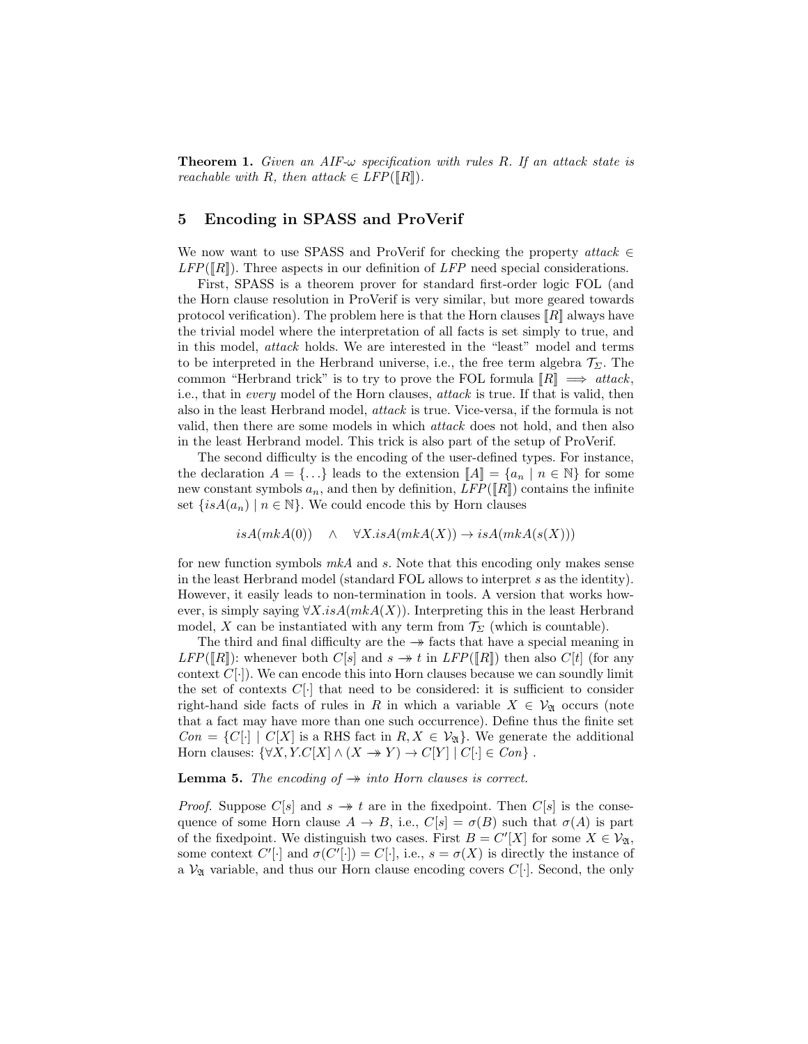**Theorem 1.** *Given an AIF-$\omega$ specification with rules $R$. If an attack state is reachable with $R$, then $attack \in LFP(\llbracket R \rrbracket)$.*

## 5 Encoding in SPASS and ProVerif

We now want to use SPASS and ProVerif for checking the property $attack \in LFP(\llbracket R \rrbracket)$. Three aspects in our definition of $LFP$ need special considerations.

First, SPASS is a theorem prover for standard first-order logic FOL (and the Horn clause resolution in ProVerif is very similar, but more geared towards protocol verification). The problem here is that the Horn clauses $\llbracket R \rrbracket$ always have the trivial model where the interpretation of all facts is set simply to true, and in this model, *attack* holds. We are interested in the "least" model and terms to be interpreted in the Herbrand universe, i.e., the free term algebra $\mathcal{T}_\Sigma$. The common "Herbrand trick" is to try to prove the FOL formula $\llbracket R \rrbracket \implies attack$, i.e., that in *every* model of the Horn clauses, *attack* is true. If that is valid, then also in the least Herbrand model, *attack* is true. Vice-versa, if the formula is not valid, then there are some models in which *attack* does not hold, and then also in the least Herbrand model. This trick is also part of the setup of ProVerif.

The second difficulty is the encoding of the user-defined types. For instance, the declaration $A = \{\ldots\}$ leads to the extension $\llbracket A \rrbracket = \{a_n \mid n \in \mathbb{N}\}$ for some new constant symbols $a_n$, and then by definition, $LFP(\llbracket R \rrbracket)$ contains the infinite set $\{isA(a_n) \mid n \in \mathbb{N}\}$. We could encode this by Horn clauses

$$isA(mkA(0)) \quad \wedge \quad \forall X. isA(mkA(X)) \rightarrow isA(mkA(s(X)))$$

for new function symbols $mkA$ and $s$. Note that this encoding only makes sense in the least Herbrand model (standard FOL allows to interpret $s$ as the identity). However, it easily leads to non-termination in tools. A version that works however, is simply saying $\forall X. isA(mkA(X))$. Interpreting this in the least Herbrand model, $X$ can be instantiated with any term from $\mathcal{T}_\Sigma$ (which is countable).

The third and final difficulty are the $\twoheadrightarrow$ facts that have a special meaning in $LFP(\llbracket R \rrbracket)$: whenever both $C[s]$ and $s \twoheadrightarrow t$ in $LFP(\llbracket R \rrbracket)$ then also $C[t]$ (for any context $C[\cdot]$). We can encode this into Horn clauses because we can soundly limit the set of contexts $C[\cdot]$ that need to be considered: it is sufficient to consider right-hand side facts of rules in $R$ in which a variable $X \in \mathcal{V}_\mathfrak{A}$ occurs (note that a fact may have more than one such occurrence). Define thus the finite set $Con = \{C[\cdot] \mid C[X] \text{ is a RHS fact in } R, X \in \mathcal{V}_\mathfrak{A}\}$. We generate the additional Horn clauses: $\{\forall X, Y. C[X] \wedge (X \twoheadrightarrow Y) \rightarrow C[Y] \mid C[\cdot] \in Con\}$ .

**Lemma 5.** *The encoding of $\twoheadrightarrow$ into Horn clauses is correct.*

*Proof.* Suppose $C[s]$ and $s \twoheadrightarrow t$ are in the fixedpoint. Then $C[s]$ is the consequence of some Horn clause $A \rightarrow B$, i.e., $C[s] = \sigma(B)$ such that $\sigma(A)$ is part of the fixedpoint. We distinguish two cases. First $B = C'[X]$ for some $X \in \mathcal{V}_\mathfrak{A}$, some context $C'[\cdot]$ and $\sigma(C'[\cdot]) = C[\cdot]$, i.e., $s = \sigma(X)$ is directly the instance of a $\mathcal{V}_\mathfrak{A}$ variable, and thus our Horn clause encoding covers $C[\cdot]$. Second, the only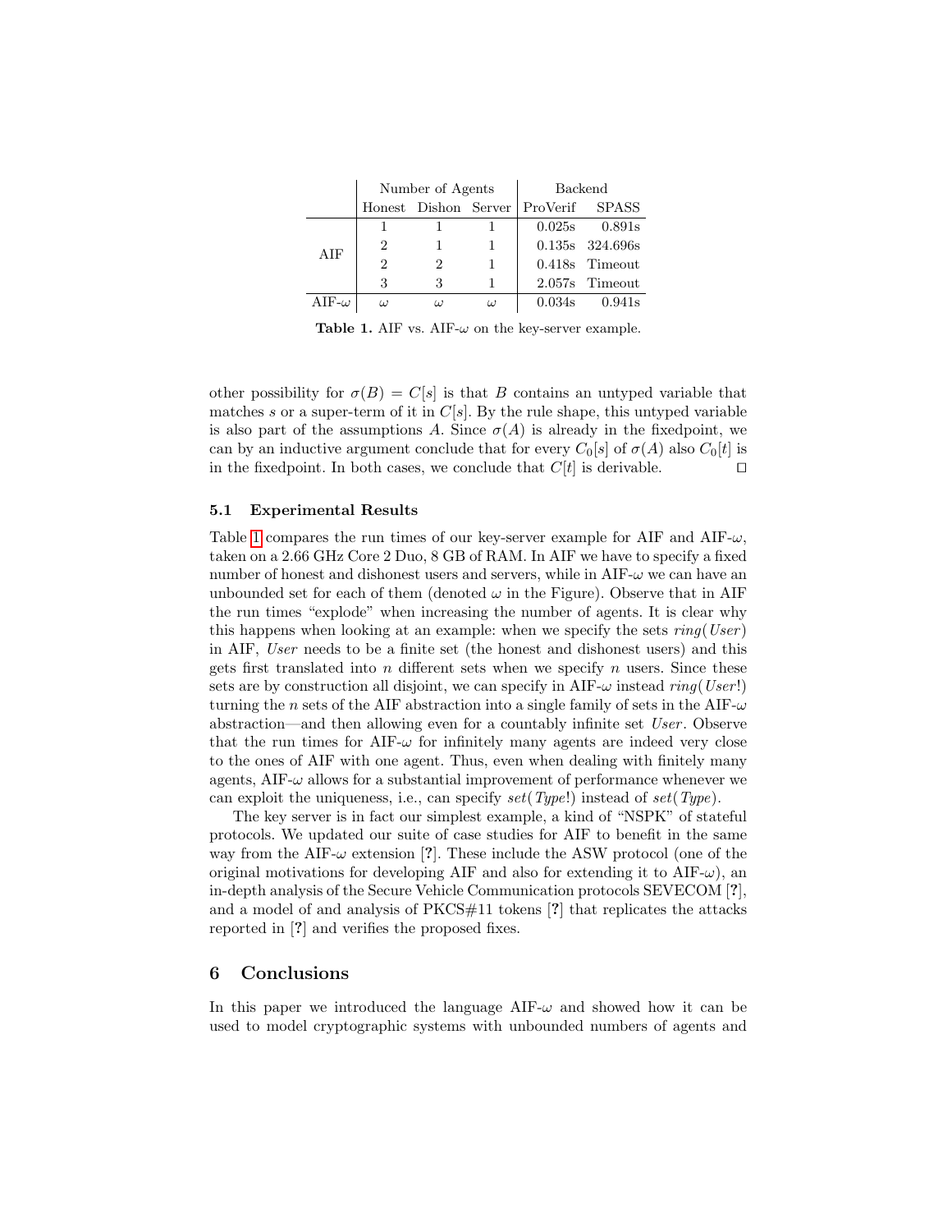| | Number of Agents | | | Backend | |
|---|---|---|---|---|---|
| | Honest | Dishon | Server | ProVerif | SPASS |
| AIF | 1 | 1 | 1 | 0.025s | 0.891s |
| | 2 | 1 | 1 | 0.135s | 324.696s |
| | 2 | 2 | 1 | 0.418s | Timeout |
| | 3 | 3 | 1 | 2.057s | Timeout |
| AIF-$\omega$ | $\omega$ | $\omega$ | $\omega$ | 0.034s | 0.941s |

**Table 1.** AIF vs. AIF-$\omega$ on the key-server example.

other possibility for $\sigma(B) = C[s]$ is that $B$ contains an untyped variable that matches $s$ or a super-term of it in $C[s]$. By the rule shape, this untyped variable is also part of the assumptions $A$. Since $\sigma(A)$ is already in the fixedpoint, we can by an inductive argument conclude that for every $C_0[s]$ of $\sigma(A)$ also $C_0[t]$ is in the fixedpoint. In both cases, we conclude that $C[t]$ is derivable. $\square$

### 5.1 Experimental Results

Table 1 compares the run times of our key-server example for AIF and AIF-$\omega$, taken on a 2.66 GHz Core 2 Duo, 8 GB of RAM. In AIF we have to specify a fixed number of honest and dishonest users and servers, while in AIF-$\omega$ we can have an unbounded set for each of them (denoted $\omega$ in the Figure). Observe that in AIF the run times "explode" when increasing the number of agents. It is clear why this happens when looking at an example: when we specify the sets $ring(User)$ in AIF, $User$ needs to be a finite set (the honest and dishonest users) and this gets first translated into $n$ different sets when we specify $n$ users. Since these sets are by construction all disjoint, we can specify in AIF-$\omega$ instead $ring(User!)$ turning the $n$ sets of the AIF abstraction into a single family of sets in the AIF-$\omega$ abstraction—and then allowing even for a countably infinite set $User$. Observe that the run times for AIF-$\omega$ for infinitely many agents are indeed very close to the ones of AIF with one agent. Thus, even when dealing with finitely many agents, AIF-$\omega$ allows for a substantial improvement of performance whenever we can exploit the uniqueness, i.e., can specify $set(Type!)$ instead of $set(Type)$.

The key server is in fact our simplest example, a kind of "NSPK" of stateful protocols. We updated our suite of case studies for AIF to benefit in the same way from the AIF-$\omega$ extension [?]. These include the ASW protocol (one of the original motivations for developing AIF and also for extending it to AIF-$\omega$), an in-depth analysis of the Secure Vehicle Communication protocols SEVECOM [?], and a model of and analysis of PKCS#11 tokens [?] that replicates the attacks reported in [?] and verifies the proposed fixes.

## 6 Conclusions

In this paper we introduced the language AIF-$\omega$ and showed how it can be used to model cryptographic systems with unbounded numbers of agents and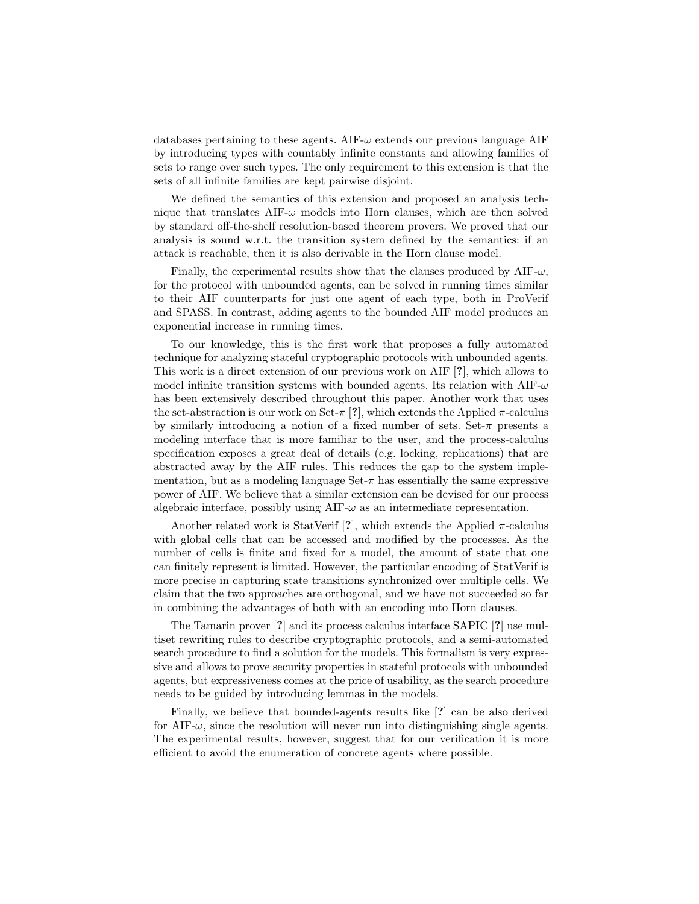databases pertaining to these agents. AIF-$\omega$ extends our previous language AIF by introducing types with countably infinite constants and allowing families of sets to range over such types. The only requirement to this extension is that the sets of all infinite families are kept pairwise disjoint.

We defined the semantics of this extension and proposed an analysis technique that translates AIF-$\omega$ models into Horn clauses, which are then solved by standard off-the-shelf resolution-based theorem provers. We proved that our analysis is sound w.r.t. the transition system defined by the semantics: if an attack is reachable, then it is also derivable in the Horn clause model.

Finally, the experimental results show that the clauses produced by AIF-$\omega$, for the protocol with unbounded agents, can be solved in running times similar to their AIF counterparts for just one agent of each type, both in ProVerif and SPASS. In contrast, adding agents to the bounded AIF model produces an exponential increase in running times.

To our knowledge, this is the first work that proposes a fully automated technique for analyzing stateful cryptographic protocols with unbounded agents. This work is a direct extension of our previous work on AIF [**?**], which allows to model infinite transition systems with bounded agents. Its relation with AIF-$\omega$ has been extensively described throughout this paper. Another work that uses the set-abstraction is our work on Set-$\pi$ [**?**], which extends the Applied $\pi$-calculus by similarly introducing a notion of a fixed number of sets. Set-$\pi$ presents a modeling interface that is more familiar to the user, and the process-calculus specification exposes a great deal of details (e.g. locking, replications) that are abstracted away by the AIF rules. This reduces the gap to the system implementation, but as a modeling language Set-$\pi$ has essentially the same expressive power of AIF. We believe that a similar extension can be devised for our process algebraic interface, possibly using AIF-$\omega$ as an intermediate representation.

Another related work is StatVerif [**?**], which extends the Applied $\pi$-calculus with global cells that can be accessed and modified by the processes. As the number of cells is finite and fixed for a model, the amount of state that one can finitely represent is limited. However, the particular encoding of StatVerif is more precise in capturing state transitions synchronized over multiple cells. We claim that the two approaches are orthogonal, and we have not succeeded so far in combining the advantages of both with an encoding into Horn clauses.

The Tamarin prover [**?**] and its process calculus interface SAPIC [**?**] use multiset rewriting rules to describe cryptographic protocols, and a semi-automated search procedure to find a solution for the models. This formalism is very expressive and allows to prove security properties in stateful protocols with unbounded agents, but expressiveness comes at the price of usability, as the search procedure needs to be guided by introducing lemmas in the models.

Finally, we believe that bounded-agents results like [**?**] can be also derived for AIF-$\omega$, since the resolution will never run into distinguishing single agents. The experimental results, however, suggest that for our verification it is more efficient to avoid the enumeration of concrete agents where possible.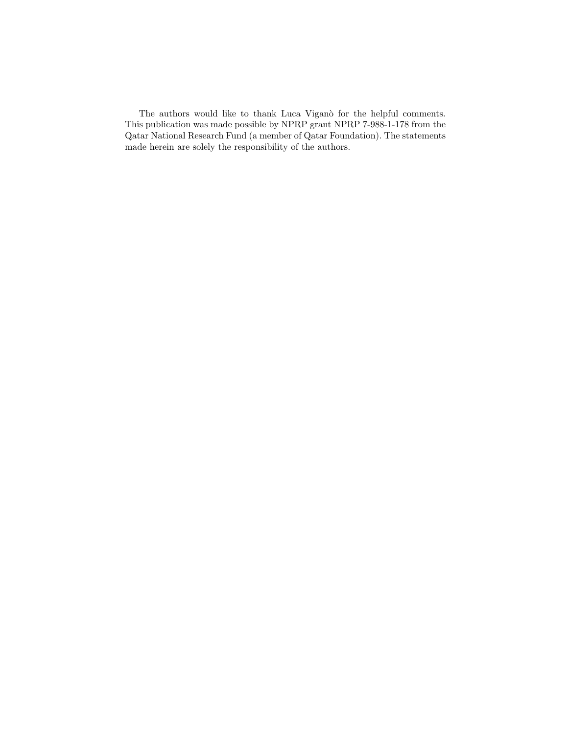The authors would like to thank Luca Viganò for the helpful comments. This publication was made possible by NPRP grant NPRP 7-988-1-178 from the Qatar National Research Fund (a member of Qatar Foundation). The statements made herein are solely the responsibility of the authors.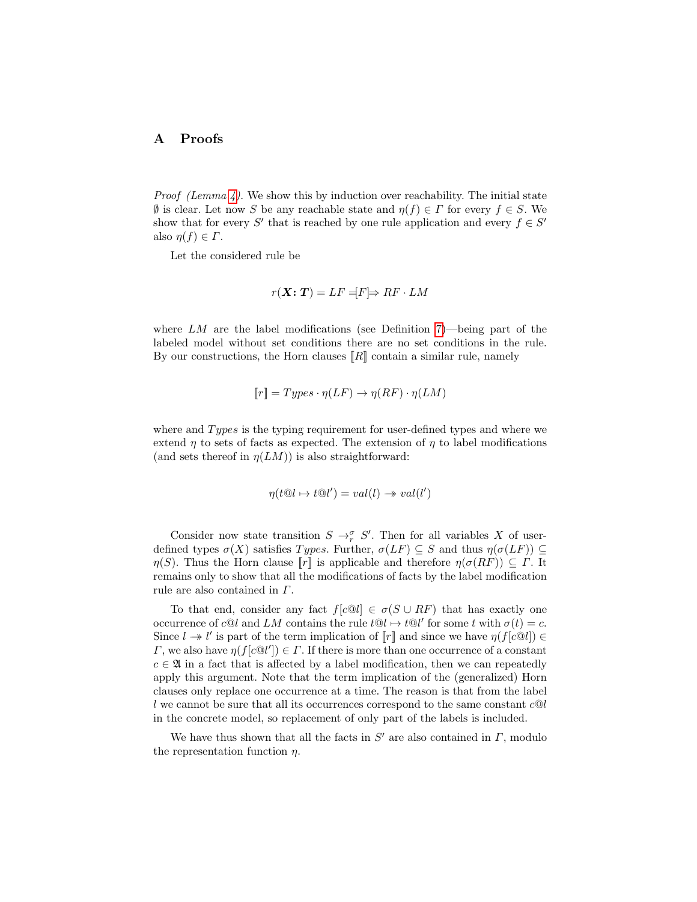# A Proofs

*Proof (Lemma 4).* We show this by induction over reachability. The initial state $\emptyset$ is clear. Let now $S$ be any reachable state and $\eta(f) \in \Gamma$ for every $f \in S$. We show that for every $S'$ that is reached by one rule application and every $f \in S'$ also $\eta(f) \in \Gamma$.

Let the considered rule be

$$r(\boldsymbol{X}\colon \boldsymbol{T}) = LF \;=\!\![F]\!\!\Rightarrow RF \cdot LM$$

where $LM$ are the label modifications (see Definition 7)—being part of the labeled model without set conditions there are no set conditions in the rule. By our constructions, the Horn clauses $[\![R]\!]$ contain a similar rule, namely

$$[\![r]\!] = Types \cdot \eta(LF) \rightarrow \eta(RF) \cdot \eta(LM)$$

where and $Types$ is the typing requirement for user-defined types and where we extend $\eta$ to sets of facts as expected. The extension of $\eta$ to label modifications (and sets thereof in $\eta(LM)$) is also straightforward:

$$\eta(t@l \mapsto t@l') = val(l) \twoheadrightarrow val(l')$$

Consider now state transition $S \rightarrow_r^\sigma S'$. Then for all variables $X$ of user-defined types $\sigma(X)$ satisfies $Types$. Further, $\sigma(LF) \subseteq S$ and thus $\eta(\sigma(LF)) \subseteq \eta(S)$. Thus the Horn clause $[\![r]\!]$ is applicable and therefore $\eta(\sigma(RF)) \subseteq \Gamma$. It remains only to show that all the modifications of facts by the label modification rule are also contained in $\Gamma$.

To that end, consider any fact $f[c@l] \in \sigma(S \cup RF)$ that has exactly one occurrence of $c@l$ and $LM$ contains the rule $t@l \mapsto t@l'$ for some $t$ with $\sigma(t) = c$. Since $l \twoheadrightarrow l'$ is part of the term implication of $[\![r]\!]$ and since we have $\eta(f[c@l]) \in \Gamma$, we also have $\eta(f[c@l']) \in \Gamma$. If there is more than one occurrence of a constant $c \in \mathfrak{A}$ in a fact that is affected by a label modification, then we can repeatedly apply this argument. Note that the term implication of the (generalized) Horn clauses only replace one occurrence at a time. The reason is that from the label $l$ we cannot be sure that all its occurrences correspond to the same constant $c@l$ in the concrete model, so replacement of only part of the labels is included.

We have thus shown that all the facts in $S'$ are also contained in $\Gamma$, modulo the representation function $\eta$.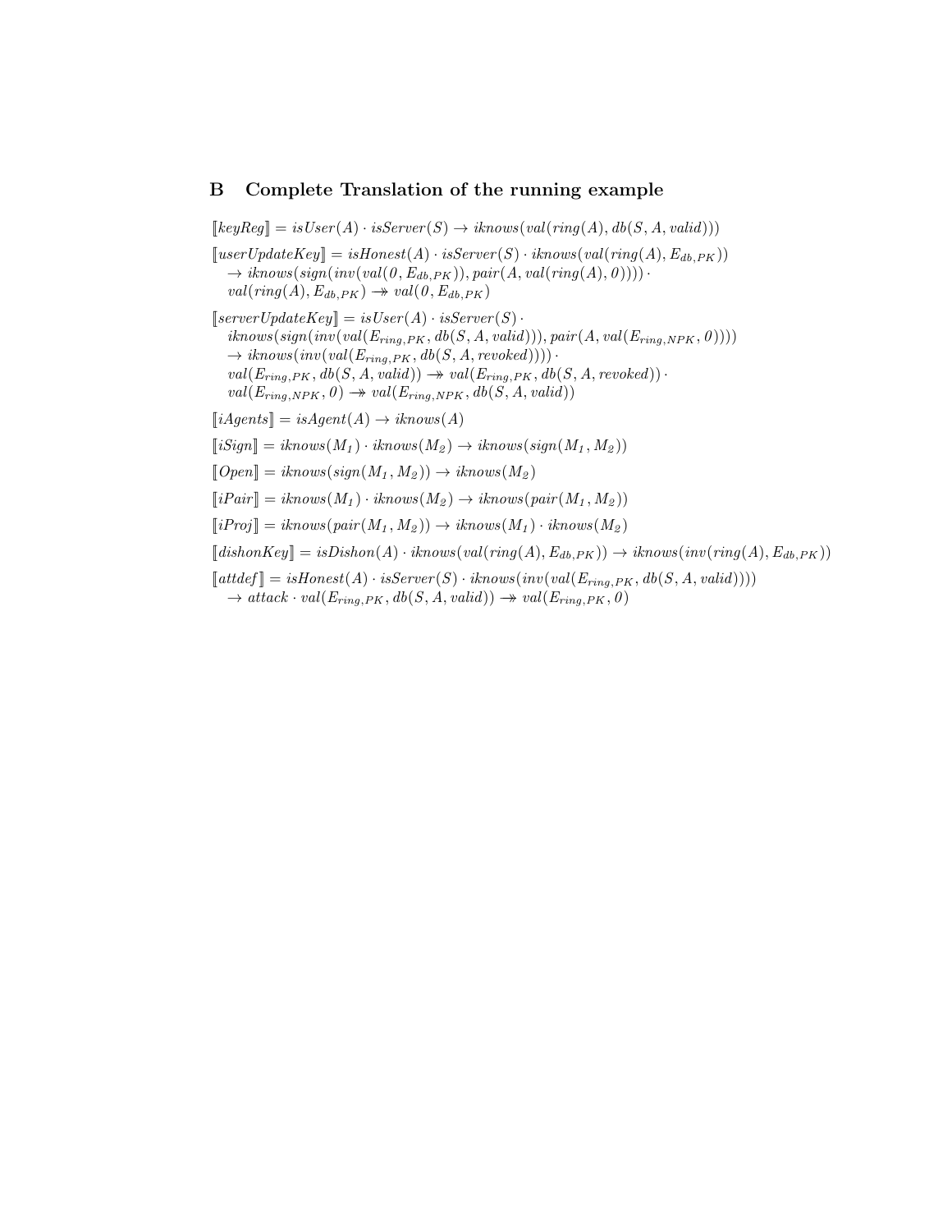## B Complete Translation of the running example

$$[\![keyReg]\!] = isUser(A) \cdot isServer(S) \rightarrow iknows(val(ring(A), db(S, A, valid)))$$

$$[\![userUpdateKey]\!] = isHonest(A) \cdot isServer(S) \cdot iknows(val(ring(A), E_{db,PK})) \\ \rightarrow iknows(sign(inv(val(0, E_{db,PK})), pair(A, val(ring(A), 0)))) \cdot \\ val(ring(A), E_{db,PK}) \twoheadrightarrow val(0, E_{db,PK})$$

$$[\![serverUpdateKey]\!] = isUser(A) \cdot isServer(S) \cdot \\ iknows(sign(inv(val(E_{ring,PK}, db(S, A, valid))), pair(A, val(E_{ring,NPK}, 0)))) \\ \rightarrow iknows(inv(val(E_{ring,PK}, db(S, A, revoked)))) \cdot \\ val(E_{ring,PK}, db(S, A, valid)) \twoheadrightarrow val(E_{ring,PK}, db(S, A, revoked)) \cdot \\ val(E_{ring,NPK}, 0) \twoheadrightarrow val(E_{ring,NPK}, db(S, A, valid))$$

$$[\![iAgents]\!] = isAgent(A) \rightarrow iknows(A)$$

$$[\![iSign]\!] = iknows(M_1) \cdot iknows(M_2) \rightarrow iknows(sign(M_1, M_2))$$

$$[\![Open]\!] = iknows(sign(M_1, M_2)) \rightarrow iknows(M_2)$$

$$[\![iPair]\!] = iknows(M_1) \cdot iknows(M_2) \rightarrow iknows(pair(M_1, M_2))$$

$$[\![iProj]\!] = iknows(pair(M_1, M_2)) \rightarrow iknows(M_1) \cdot iknows(M_2)$$

$$[\![dishonKey]\!] = isDishon(A) \cdot iknows(val(ring(A), E_{db,PK})) \rightarrow iknows(inv(ring(A), E_{db,PK}))$$

$$[\![attdef]\!] = isHonest(A) \cdot isServer(S) \cdot iknows(inv(val(E_{ring,PK}, db(S, A, valid)))) \\ \rightarrow attack \cdot val(E_{ring,PK}, db(S, A, valid)) \twoheadrightarrow val(E_{ring,PK}, 0)$$